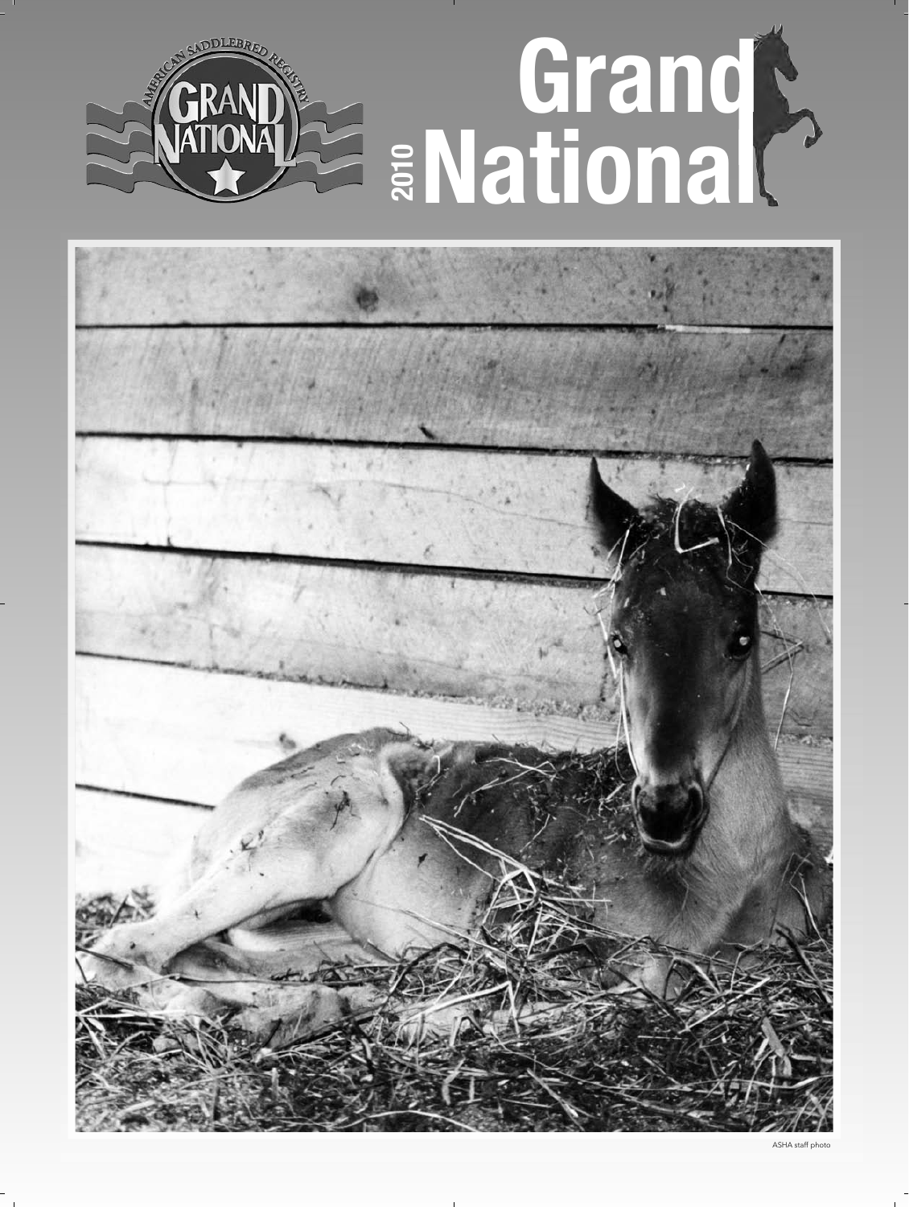# 2010 Grand National

ASHA staff photo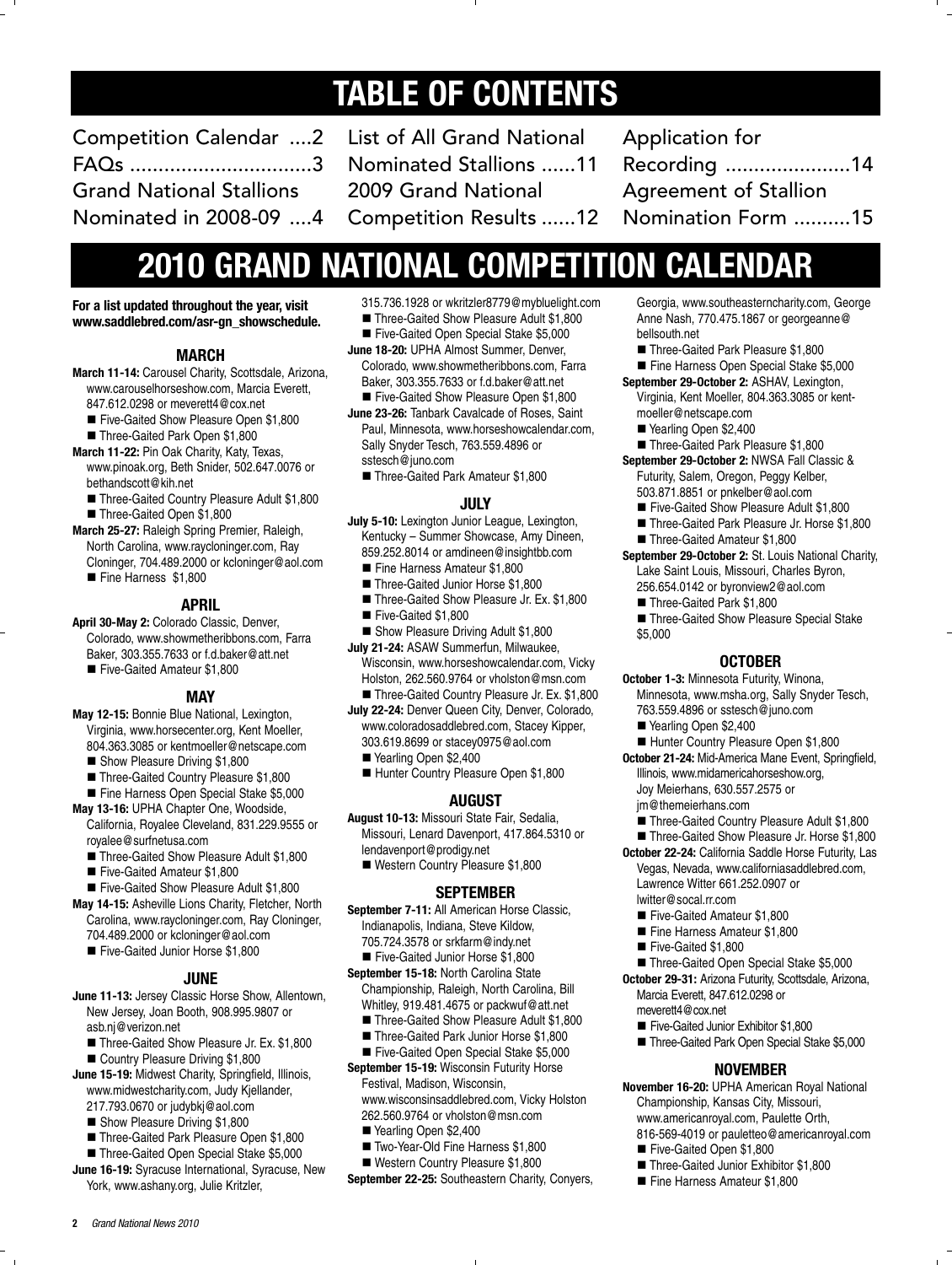# TABLE OF CONTENTS

Competition Calendar ....2
FAQs ................................3
Grand National Stallions Nominated in 2008-09 ....4
List of All Grand National Nominated Stallions ......11
2009 Grand National Competition Results ......12
Application for Recording ......................14
Agreement of Stallion Nomination Form ..........15

# 2010 GRAND NATIONAL COMPETITION CALENDAR

**For a list updated throughout the year, visit www.saddlebred.com/asr-gn_showschedule.**

## MARCH

**March 11-14:** Carousel Charity, Scottsdale, Arizona, www.carouselhorseshow.com, Marcia Everett, 847.612.0298 or meverett4@cox.net
- Five-Gaited Show Pleasure Open $1,800
- Three-Gaited Park Open $1,800

**March 11-22:** Pin Oak Charity, Katy, Texas, www.pinoak.org, Beth Snider, 502.647.0076 or bethandscott@kih.net
- Three-Gaited Country Pleasure Adult $1,800
- Three-Gaited Open $1,800

**March 25-27:** Raleigh Spring Premier, Raleigh, North Carolina, www.raycloninger.com, Ray Cloninger, 704.489.2000 or kcloninger@aol.com
- Fine Harness $1,800

## APRIL

**April 30-May 2:** Colorado Classic, Denver, Colorado, www.showmetheribbons.com, Farra Baker, 303.355.7633 or f.d.baker@att.net
- Five-Gaited Amateur $1,800

## MAY

**May 12-15:** Bonnie Blue National, Lexington, Virginia, www.horsecenter.org, Kent Moeller, 804.363.3085 or kentmoeller@netscape.com
- Show Pleasure Driving $1,800
- Three-Gaited Country Pleasure $1,800
- Fine Harness Open Special Stake $5,000

**May 13-16:** UPHA Chapter One, Woodside, California, Royalee Cleveland, 831.229.9555 or royalee@surfnetusa.com
- Three-Gaited Show Pleasure Adult $1,800
- Five-Gaited Amateur $1,800
- Five-Gaited Show Pleasure Adult $1,800

**May 14-15:** Asheville Lions Charity, Fletcher, North Carolina, www.raycloninger.com, Ray Cloninger, 704.489.2000 or kcloninger@aol.com
- Five-Gaited Junior Horse $1,800

## JUNE

**June 11-13:** Jersey Classic Horse Show, Allentown, New Jersey, Joan Booth, 908.995.9807 or asb.nj@verizon.net
- Three-Gaited Show Pleasure Jr. Ex. $1,800
- Country Pleasure Driving $1,800

**June 15-19:** Midwest Charity, Springfield, Illinois, www.midwestcharity.com, Judy Kjellander, 217.793.0670 or judybkj@aol.com
- Show Pleasure Driving $1,800
- Three-Gaited Park Pleasure Open $1,800
- Three-Gaited Open Special Stake $5,000

**June 16-19:** Syracuse International, Syracuse, New York, www.ashany.org, Julie Kritzler, 315.736.1928 or wkritzler8779@mybluelight.com
- Three-Gaited Show Pleasure Adult $1,800
- Five-Gaited Open Special Stake $5,000

**June 18-20:** UPHA Almost Summer, Denver, Colorado, www.showmetheribbons.com, Farra Baker, 303.355.7633 or f.d.baker@att.net
- Five-Gaited Show Pleasure Open $1,800

**June 23-26:** Tanbark Cavalcade of Roses, Saint Paul, Minnesota, www.horseshowcalendar.com, Sally Snyder Tesch, 763.559.4896 or sstesch@juno.com
- Three-Gaited Park Amateur $1,800

## JULY

**July 5-10:** Lexington Junior League, Lexington, Kentucky – Summer Showcase, Amy Dineen, 859.252.8014 or amdineen@insightbb.com
- Fine Harness Amateur $1,800
- Three-Gaited Junior Horse $1,800
- Three-Gaited Show Pleasure Jr. Ex. $1,800
- Five-Gaited $1,800
- Show Pleasure Driving Adult $1,800

**July 21-24:** ASAW Summerfun, Milwaukee, Wisconsin, www.horseshowcalendar.com, Vicky Holston, 262.560.9764 or vholston@msn.com
- Three-Gaited Country Pleasure Jr. Ex. $1,800

**July 22-24:** Denver Queen City, Denver, Colorado, www.coloradosaddlebred.com, Stacey Kipper, 303.619.8699 or stacey0975@aol.com
- Yearling Open $2,400
- Hunter Country Pleasure Open $1,800

## AUGUST

**August 10-13:** Missouri State Fair, Sedalia, Missouri, Lenard Davenport, 417.864.5310 or lendavenport@prodigy.net
- Western Country Pleasure $1,800

## SEPTEMBER

**September 7-11:** All American Horse Classic, Indianapolis, Indiana, Steve Kildow, 705.724.3578 or srkfarm@indy.net
- Five-Gaited Junior Horse $1,800

**September 15-18:** North Carolina State Championship, Raleigh, North Carolina, Bill Whitley, 919.481.4675 or packwuf@att.net
- Three-Gaited Show Pleasure Adult $1,800
- Three-Gaited Park Junior Horse $1,800
- Five-Gaited Open Special Stake $5,000

**September 15-19:** Wisconsin Futurity Horse Festival, Madison, Wisconsin, www.wisconsinsaddlebred.com, Vicky Holston 262.560.9764 or vholston@msn.com
- Yearling Open $2,400
- Two-Year-Old Fine Harness $1,800
- Western Country Pleasure $1,800

**September 22-25:** Southeastern Charity, Conyers, Georgia, www.southeasterncharity.com, George Anne Nash, 770.475.1867 or georgeanne@bellsouth.net
- Three-Gaited Park Pleasure $1,800
- Fine Harness Open Special Stake $5,000

**September 29-October 2:** ASHAV, Lexington, Virginia, Kent Moeller, 804.363.3085 or kentmoeller@netscape.com
- Yearling Open $2,400
- Three-Gaited Park Pleasure $1,800

**September 29-October 2:** NWSA Fall Classic & Futurity, Salem, Oregon, Peggy Kelber, 503.871.8851 or pnkelber@aol.com
- Five-Gaited Show Pleasure Adult $1,800
- Three-Gaited Park Pleasure Jr. Horse $1,800
- Three-Gaited Amateur $1,800

**September 29-October 2:** St. Louis National Charity, Lake Saint Louis, Missouri, Charles Byron, 256.654.0142 or byronview2@aol.com
- Three-Gaited Park $1,800
- Three-Gaited Show Pleasure Special Stake $5,000

## OCTOBER

**October 1-3:** Minnesota Futurity, Winona, Minnesota, www.msha.org, Sally Snyder Tesch, 763.559.4896 or sstesch@juno.com
- Yearling Open $2,400
- Hunter Country Pleasure Open $1,800

**October 21-24:** Mid-America Mane Event, Springfield, Illinois, www.midamericahorseshow.org, Joy Meierhans, 630.557.2575 or jm@themeierhans.com
- Three-Gaited Country Pleasure Adult $1,800
- Three-Gaited Show Pleasure Jr. Horse $1,800

**October 22-24:** California Saddle Horse Futurity, Las Vegas, Nevada, www.californiasaddlebred.com, Lawrence Witter 661.252.0907 or lwitter@socal.rr.com
- Five-Gaited Amateur $1,800
- Fine Harness Amateur $1,800
- Five-Gaited $1,800
- Three-Gaited Open Special Stake $5,000

**October 29-31:** Arizona Futurity, Scottsdale, Arizona, Marcia Everett, 847.612.0298 or meverett4@cox.net
- Five-Gaited Junior Exhibitor $1,800
- Three-Gaited Park Open Special Stake $5,000

## NOVEMBER

**November 16-20:** UPHA American Royal National Championship, Kansas City, Missouri, www.americanroyal.com, Paulette Orth, 816-569-4019 or pauletteo@americanroyal.com
- Five-Gaited Open $1,800
- Three-Gaited Junior Exhibitor $1,800
- Fine Harness Amateur $1,800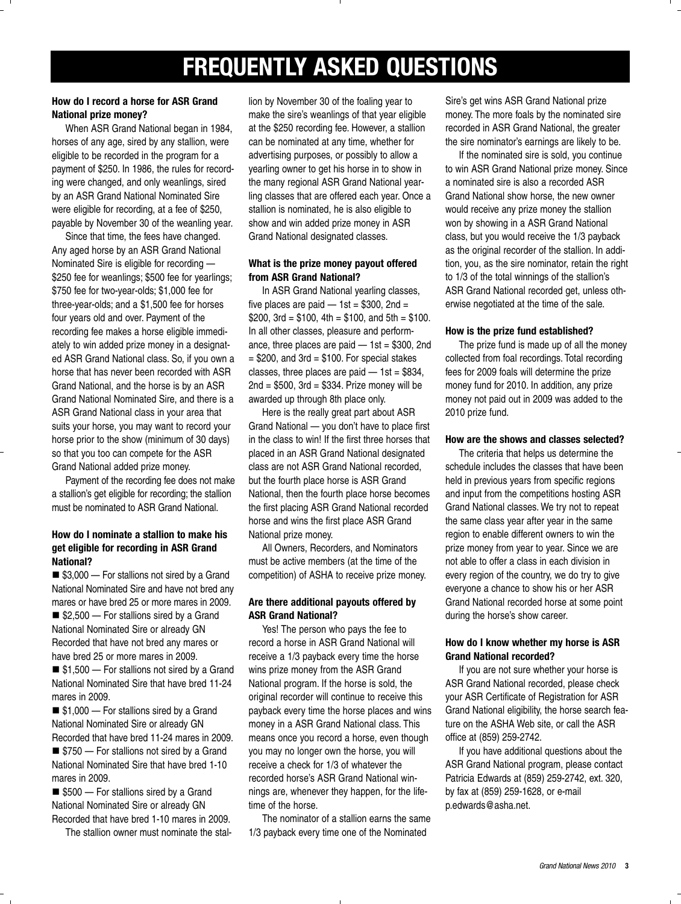# FREQUENTLY ASKED QUESTIONS

**How do I record a horse for ASR Grand National prize money?**

When ASR Grand National began in 1984, horses of any age, sired by any stallion, were eligible to be recorded in the program for a payment of $250. In 1986, the rules for recording were changed, and only weanlings, sired by an ASR Grand National Nominated Sire were eligible for recording, at a fee of $250, payable by November 30 of the weanling year.

Since that time, the fees have changed. Any aged horse by an ASR Grand National Nominated Sire is eligible for recording — $250 fee for weanlings; $500 fee for yearlings; $750 fee for two-year-olds; $1,000 fee for three-year-olds; and a $1,500 fee for horses four years old and over. Payment of the recording fee makes a horse eligible immediately to win added prize money in a designated ASR Grand National class. So, if you own a horse that has never been recorded with ASR Grand National, and the horse is by an ASR Grand National Nominated Sire, and there is a ASR Grand National class in your area that suits your horse, you may want to record your horse prior to the show (minimum of 30 days) so that you too can compete for the ASR Grand National added prize money.

Payment of the recording fee does not make a stallion's get eligible for recording; the stallion must be nominated to ASR Grand National.

**How do I nominate a stallion to make his get eligible for recording in ASR Grand National?**

- $3,000 — For stallions not sired by a Grand National Nominated Sire and have not bred any mares or have bred 25 or more mares in 2009.
- $2,500 — For stallions sired by a Grand National Nominated Sire or already GN Recorded that have not bred any mares or have bred 25 or more mares in 2009.
- $1,500 — For stallions not sired by a Grand National Nominated Sire that have bred 11-24 mares in 2009.
- $1,000 — For stallions sired by a Grand National Nominated Sire or already GN Recorded that have bred 11-24 mares in 2009.
- $750 — For stallions not sired by a Grand National Nominated Sire that have bred 1-10 mares in 2009.
- $500 — For stallions sired by a Grand National Nominated Sire or already GN Recorded that have bred 1-10 mares in 2009.

The stallion owner must nominate the stallion by November 30 of the foaling year to make the sire's weanlings of that year eligible at the $250 recording fee. However, a stallion can be nominated at any time, whether for advertising purposes, or possibly to allow a yearling owner to get his horse in to show in the many regional ASR Grand National yearling classes that are offered each year. Once a stallion is nominated, he is also eligible to show and win added prize money in ASR Grand National designated classes.

**What is the prize money payout offered from ASR Grand National?**

In ASR Grand National yearling classes, five places are paid — 1st = $300, 2nd = $200, 3rd = $100, 4th = $100, and 5th = $100. In all other classes, pleasure and performance, three places are paid — 1st = $300, 2nd = $200, and 3rd = $100. For special stakes classes, three places are paid — 1st = $834, 2nd = $500, 3rd = $334. Prize money will be awarded up through 8th place only.

Here is the really great part about ASR Grand National — you don't have to place first in the class to win! If the first three horses that placed in an ASR Grand National designated class are not ASR Grand National recorded, but the fourth place horse is ASR Grand National, then the fourth place horse becomes the first placing ASR Grand National recorded horse and wins the first place ASR Grand National prize money.

All Owners, Recorders, and Nominators must be active members (at the time of the competition) of ASHA to receive prize money.

**Are there additional payouts offered by ASR Grand National?**

Yes! The person who pays the fee to record a horse in ASR Grand National will receive a 1/3 payback every time the horse wins prize money from the ASR Grand National program. If the horse is sold, the original recorder will continue to receive this payback every time the horse places and wins money in a ASR Grand National class. This means once you record a horse, even though you may no longer own the horse, you will receive a check for 1/3 of whatever the recorded horse's ASR Grand National winnings are, whenever they happen, for the lifetime of the horse.

The nominator of a stallion earns the same 1/3 payback every time one of the Nominated Sire's get wins ASR Grand National prize money. The more foals by the nominated sire recorded in ASR Grand National, the greater the sire nominator's earnings are likely to be.

If the nominated sire is sold, you continue to win ASR Grand National prize money. Since a nominated sire is also a recorded ASR Grand National show horse, the new owner would receive any prize money the stallion won by showing in a ASR Grand National class, but you would receive the 1/3 payback as the original recorder of the stallion. In addition, you, as the sire nominator, retain the right to 1/3 of the total winnings of the stallion's ASR Grand National recorded get, unless otherwise negotiated at the time of the sale.

**How is the prize fund established?**

The prize fund is made up of all the money collected from foal recordings. Total recording fees for 2009 foals will determine the prize money fund for 2010. In addition, any prize money not paid out in 2009 was added to the 2010 prize fund.

**How are the shows and classes selected?**

The criteria that helps us determine the schedule includes the classes that have been held in previous years from specific regions and input from the competitions hosting ASR Grand National classes. We try not to repeat the same class year after year in the same region to enable different owners to win the prize money from year to year. Since we are not able to offer a class in each division in every region of the country, we do try to give everyone a chance to show his or her ASR Grand National recorded horse at some point during the horse's show career.

**How do I know whether my horse is ASR Grand National recorded?**

If you are not sure whether your horse is ASR Grand National recorded, please check your ASR Certificate of Registration for ASR Grand National eligibility, the horse search feature on the ASHA Web site, or call the ASR office at (859) 259-2742.

If you have additional questions about the ASR Grand National program, please contact Patricia Edwards at (859) 259-2742, ext. 320, by fax at (859) 259-1628, or e-mail p.edwards@asha.net.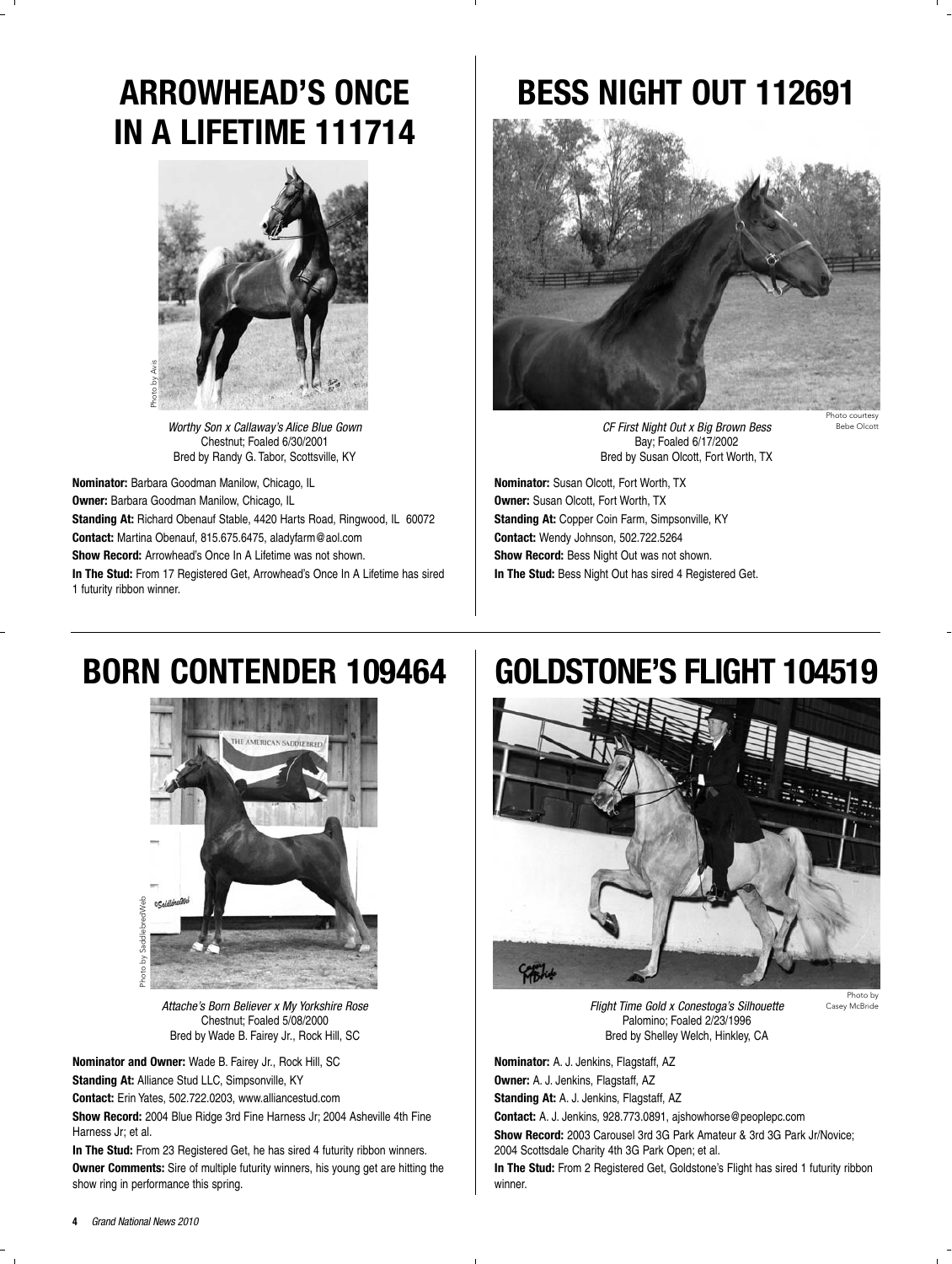## ARROWHEAD'S ONCE IN A LIFETIME 111714

Photo by Avis

*Worthy Son x Callaway's Alice Blue Gown*
Chestnut; Foaled 6/30/2001
Bred by Randy G. Tabor, Scottsville, KY

**Nominator:** Barbara Goodman Manilow, Chicago, IL
**Owner:** Barbara Goodman Manilow, Chicago, IL
**Standing At:** Richard Obenauf Stable, 4420 Harts Road, Ringwood, IL 60072
**Contact:** Martina Obenauf, 815.675.6475, aladyfarm@aol.com
**Show Record:** Arrowhead's Once In A Lifetime was not shown.
**In The Stud:** From 17 Registered Get, Arrowhead's Once In A Lifetime has sired 1 futurity ribbon winner.

## BESS NIGHT OUT 112691

Photo courtesy Bebe Olcott

*CF First Night Out x Big Brown Bess*
Bay; Foaled 6/17/2002
Bred by Susan Olcott, Fort Worth, TX

**Nominator:** Susan Olcott, Fort Worth, TX
**Owner:** Susan Olcott, Fort Worth, TX
**Standing At:** Copper Coin Farm, Simpsonville, KY
**Contact:** Wendy Johnson, 502.722.5264
**Show Record:** Bess Night Out was not shown.
**In The Stud:** Bess Night Out has sired 4 Registered Get.

## BORN CONTENDER 109464

Photo by SaddlebredWeb

*Attache's Born Believer x My Yorkshire Rose*
Chestnut; Foaled 5/08/2000
Bred by Wade B. Fairey Jr., Rock Hill, SC

**Nominator and Owner:** Wade B. Fairey Jr., Rock Hill, SC
**Standing At:** Alliance Stud LLC, Simpsonville, KY
**Contact:** Erin Yates, 502.722.0203, www.alliancestud.com
**Show Record:** 2004 Blue Ridge 3rd Fine Harness Jr; 2004 Asheville 4th Fine Harness Jr; et al.
**In The Stud:** From 23 Registered Get, he has sired 4 futurity ribbon winners.
**Owner Comments:** Sire of multiple futurity winners, his young get are hitting the show ring in performance this spring.

## GOLDSTONE'S FLIGHT 104519

Photo by Casey McBride

*Flight Time Gold x Conestoga's Silhouette*
Palomino; Foaled 2/23/1996
Bred by Shelley Welch, Hinkley, CA

**Nominator:** A. J. Jenkins, Flagstaff, AZ
**Owner:** A. J. Jenkins, Flagstaff, AZ
**Standing At:** A. J. Jenkins, Flagstaff, AZ
**Contact:** A. J. Jenkins, 928.773.0891, ajshowhorse@peoplepc.com
**Show Record:** 2003 Carousel 3rd 3G Park Amateur & 3rd 3G Park Jr/Novice; 2004 Scottsdale Charity 4th 3G Park Open; et al.
**In The Stud:** From 2 Registered Get, Goldstone's Flight has sired 1 futurity ribbon winner.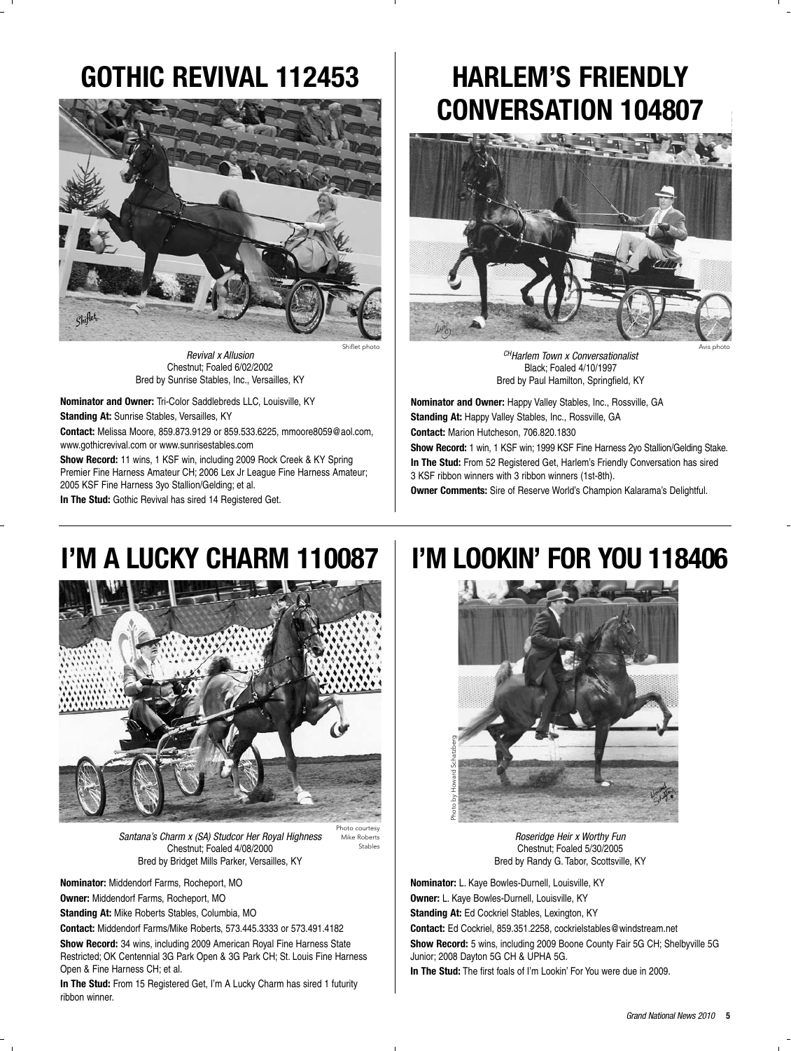## GOTHIC REVIVAL 112453

Shiflet photo

*Revival x Allusion*
Chestnut; Foaled 6/02/2002
Bred by Sunrise Stables, Inc., Versailles, KY

**Nominator and Owner:** Tri-Color Saddlebreds LLC, Louisville, KY

**Standing At:** Sunrise Stables, Versailles, KY

**Contact:** Melissa Moore, 859.873.9129 or 859.533.6225, mmoore8059@aol.com, www.gothicrevival.com or www.sunrisestables.com

**Show Record:** 11 wins, 1 KSF win, including 2009 Rock Creek & KY Spring Premier Fine Harness Amateur CH; 2006 Lex Jr League Fine Harness Amateur; 2005 KSF Fine Harness 3yo Stallion/Gelding; et al.

**In The Stud:** Gothic Revival has sired 14 Registered Get.

## HARLEM'S FRIENDLY CONVERSATION 104807

Avis photo

*[CH]Harlem Town x Conversationalist*
Black; Foaled 4/10/1997
Bred by Paul Hamilton, Springfield, KY

**Nominator and Owner:** Happy Valley Stables, Inc., Rossville, GA

**Standing At:** Happy Valley Stables, Inc., Rossville, GA

**Contact:** Marion Hutcheson, 706.820.1830

**Show Record:** 1 win, 1 KSF win; 1999 KSF Fine Harness 2yo Stallion/Gelding Stake.

**In The Stud:** From 52 Registered Get, Harlem's Friendly Conversation has sired 3 KSF ribbon winners with 3 ribbon winners (1st-8th).

**Owner Comments:** Sire of Reserve World's Champion Kalarama's Delightful.

## I'M A LUCKY CHARM 110087

Photo courtesy Mike Roberts Stables

*Santana's Charm x (SA) Studcor Her Royal Highness*
Chestnut; Foaled 4/08/2000
Bred by Bridget Mills Parker, Versailles, KY

**Nominator:** Middendorf Farms, Rocheport, MO

**Owner:** Middendorf Farms, Rocheport, MO

**Standing At:** Mike Roberts Stables, Columbia, MO

**Contact:** Middendorf Farms/Mike Roberts, 573.445.3333 or 573.491.4182

**Show Record:** 34 wins, including 2009 American Royal Fine Harness State Restricted; OK Centennial 3G Park Open & 3G Park CH; St. Louis Fine Harness Open & Fine Harness CH; et al.

**In The Stud:** From 15 Registered Get, I'm A Lucky Charm has sired 1 futurity ribbon winner.

## I'M LOOKIN' FOR YOU 118406

Photo by Howard Schatzberg

*Roseridge Heir x Worthy Fun*
Chestnut; Foaled 5/30/2005
Bred by Randy G. Tabor, Scottsville, KY

**Nominator:** L. Kaye Bowles-Durnell, Louisville, KY

**Owner:** L. Kaye Bowles-Durnell, Louisville, KY

**Standing At:** Ed Cockriel Stables, Lexington, KY

**Contact:** Ed Cockriel, 859.351.2258, cockrielstables@windstream.net

**Show Record:** 5 wins, including 2009 Boone County Fair 5G CH; Shelbyville 5G Junior; 2008 Dayton 5G CH & UPHA 5G.

**In The Stud:** The first foals of I'm Lookin' For You were due in 2009.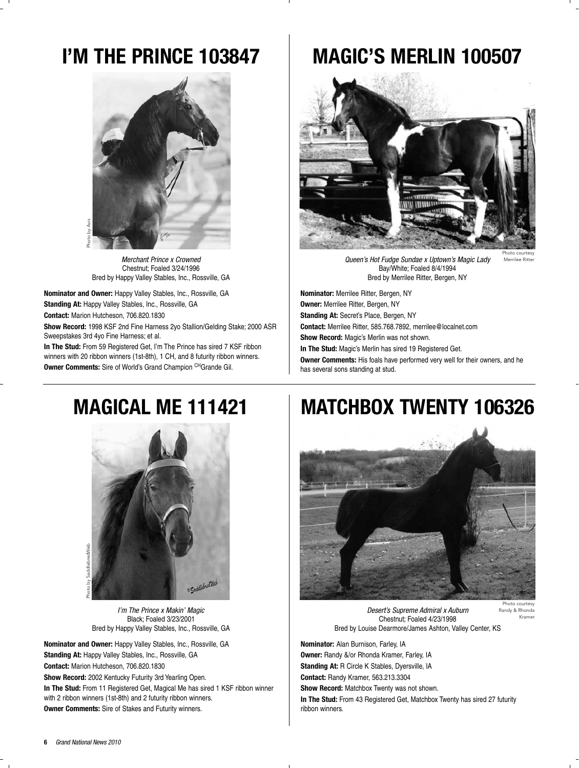# I'M THE PRINCE 103847

Photo by Avis

*Merchant Prince x Crowned*
Chestnut; Foaled 3/24/1996
Bred by Happy Valley Stables, Inc., Rossville, GA

**Nominator and Owner:** Happy Valley Stables, Inc., Rossville, GA

**Standing At:** Happy Valley Stables, Inc., Rossville, GA

**Contact:** Marion Hutcheson, 706.820.1830

**Show Record:** 1998 KSF 2nd Fine Harness 2yo Stallion/Gelding Stake; 2000 ASR Sweepstakes 3rd 4yo Fine Harness; et al.

**In The Stud:** From 59 Registered Get, I'm The Prince has sired 7 KSF ribbon winners with 20 ribbon winners (1st-8th), 1 CH, and 8 futurity ribbon winners.

**Owner Comments:** Sire of World's Grand Champion CHGrande Gil.

# MAGIC'S MERLIN 100507

Photo courtesy Merrilee Ritter

*Queen's Hot Fudge Sundae x Uptown's Magic Lady*
Bay/White; Foaled 8/4/1994
Bred by Merrilee Ritter, Bergen, NY

**Nominator:** Merrilee Ritter, Bergen, NY

**Owner:** Merrilee Ritter, Bergen, NY

**Standing At:** Secret's Place, Bergen, NY

**Contact:** Merrilee Ritter, 585.768.7892, merrilee@localnet.com

**Show Record:** Magic's Merlin was not shown.

**In The Stud:** Magic's Merlin has sired 19 Registered Get.

**Owner Comments:** His foals have performed very well for their owners, and he has several sons standing at stud.

# MAGICAL ME 111421

Photo by SaddlebredWeb

*I'm The Prince x Makin' Magic*
Black; Foaled 3/23/2001
Bred by Happy Valley Stables, Inc., Rossville, GA

**Nominator and Owner:** Happy Valley Stables, Inc., Rossville, GA

**Standing At:** Happy Valley Stables, Inc., Rossville, GA

**Contact:** Marion Hutcheson, 706.820.1830

**Show Record:** 2002 Kentucky Futurity 3rd Yearling Open.

**In The Stud:** From 11 Registered Get, Magical Me has sired 1 KSF ribbon winner with 2 ribbon winners (1st-8th) and 2 futurity ribbon winners.

**Owner Comments:** Sire of Stakes and Futurity winners.

# MATCHBOX TWENTY 106326

Photo courtesy Randy & Rhonda Kramer

*Desert's Supreme Admiral x Auburn*
Chestnut; Foaled 4/23/1998
Bred by Louise Dearmore/James Ashton, Valley Center, KS

**Nominator:** Alan Burnison, Farley, IA

**Owner:** Randy &/or Rhonda Kramer, Farley, IA

**Standing At:** R Circle K Stables, Dyersville, IA

**Contact:** Randy Kramer, 563.213.3304

**Show Record:** Matchbox Twenty was not shown.

**In The Stud:** From 43 Registered Get, Matchbox Twenty has sired 27 futurity ribbon winners.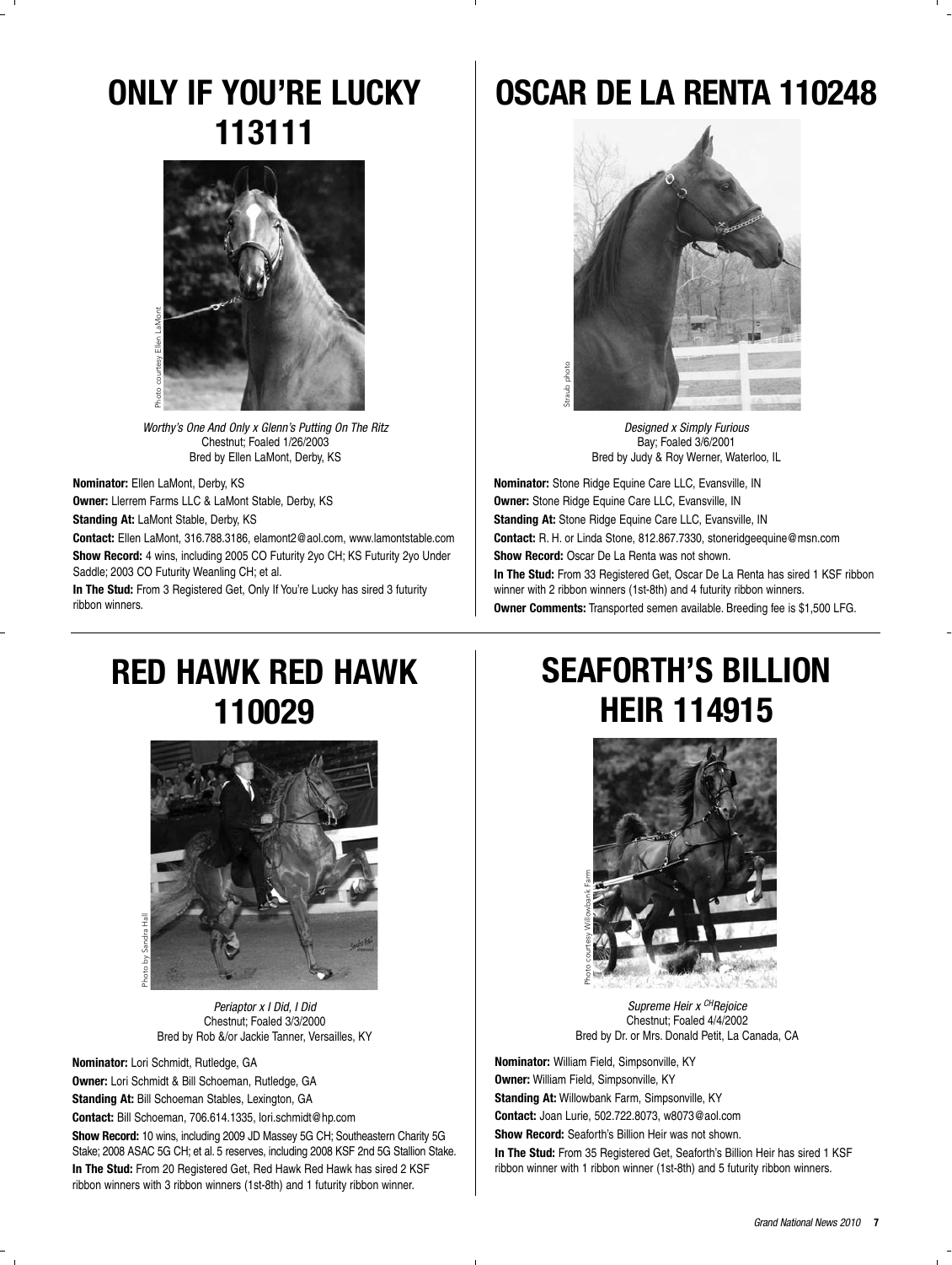## ONLY IF YOU'RE LUCKY 113111

Photo courtesy Ellen LaMont

*Worthy's One And Only x Glenn's Putting On The Ritz*
Chestnut; Foaled 1/26/2003
Bred by Ellen LaMont, Derby, KS

**Nominator:** Ellen LaMont, Derby, KS

**Owner:** Llerrem Farms LLC & LaMont Stable, Derby, KS

**Standing At:** LaMont Stable, Derby, KS

**Contact:** Ellen LaMont, 316.788.3186, elamont2@aol.com, www.lamontstable.com

**Show Record:** 4 wins, including 2005 CO Futurity 2yo CH; KS Futurity 2yo Under Saddle; 2003 CO Futurity Weanling CH; et al.

**In The Stud:** From 3 Registered Get, Only If You're Lucky has sired 3 futurity ribbon winners.

## OSCAR DE LA RENTA 110248

Straub photo

*Designed x Simply Furious*
Bay; Foaled 3/6/2001
Bred by Judy & Roy Werner, Waterloo, IL

**Nominator:** Stone Ridge Equine Care LLC, Evansville, IN

**Owner:** Stone Ridge Equine Care LLC, Evansville, IN

**Standing At:** Stone Ridge Equine Care LLC, Evansville, IN

**Contact:** R. H. or Linda Stone, 812.867.7330, stoneridgeequine@msn.com

**Show Record:** Oscar De La Renta was not shown.

**In The Stud:** From 33 Registered Get, Oscar De La Renta has sired 1 KSF ribbon winner with 2 ribbon winners (1st-8th) and 4 futurity ribbon winners.

**Owner Comments:** Transported semen available. Breeding fee is $1,500 LFG.

## RED HAWK RED HAWK 110029

Photo by Sandra Hall

*Periaptor x I Did, I Did*
Chestnut; Foaled 3/3/2000
Bred by Rob &/or Jackie Tanner, Versailles, KY

**Nominator:** Lori Schmidt, Rutledge, GA

**Owner:** Lori Schmidt & Bill Schoeman, Rutledge, GA

**Standing At:** Bill Schoeman Stables, Lexington, GA

**Contact:** Bill Schoeman, 706.614.1335, lori.schmidt@hp.com

**Show Record:** 10 wins, including 2009 JD Massey 5G CH; Southeastern Charity 5G Stake; 2008 ASAC 5G CH; et al. 5 reserves, including 2008 KSF 2nd 5G Stallion Stake.

**In The Stud:** From 20 Registered Get, Red Hawk Red Hawk has sired 2 KSF ribbon winners with 3 ribbon winners (1st-8th) and 1 futurity ribbon winner.

## SEAFORTH'S BILLION HEIR 114915

Photo courtesy Willowbank Farm

*Supreme Heir x CHRejoice*
Chestnut; Foaled 4/4/2002
Bred by Dr. or Mrs. Donald Petit, La Canada, CA

**Nominator:** William Field, Simpsonville, KY

**Owner:** William Field, Simpsonville, KY

**Standing At:** Willowbank Farm, Simpsonville, KY

**Contact:** Joan Lurie, 502.722.8073, w8073@aol.com

**Show Record:** Seaforth's Billion Heir was not shown.

**In The Stud:** From 35 Registered Get, Seaforth's Billion Heir has sired 1 KSF ribbon winner with 1 ribbon winner (1st-8th) and 5 futurity ribbon winners.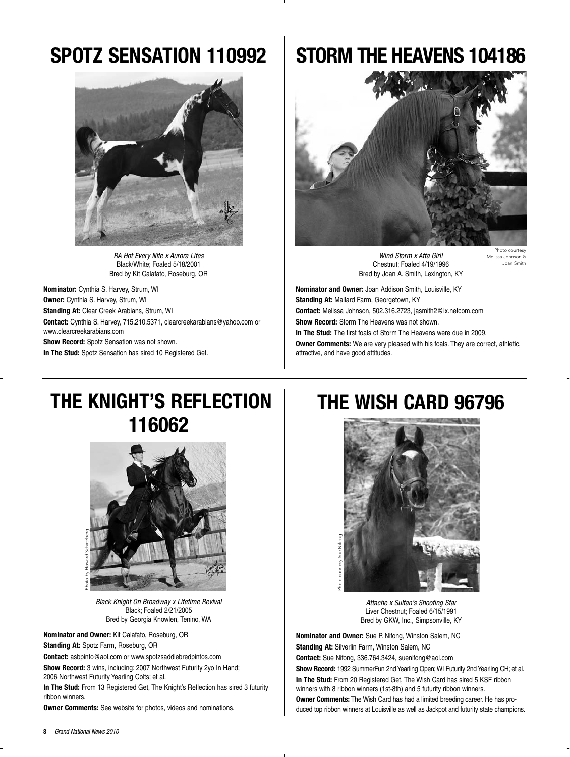# SPOTZ SENSATION 110992

*RA Hot Every Nite x Aurora Lites*
Black/White; Foaled 5/18/2001
Bred by Kit Calafato, Roseburg, OR

**Nominator:** Cynthia S. Harvey, Strum, WI

**Owner:** Cynthia S. Harvey, Strum, WI

**Standing At:** Clear Creek Arabians, Strum, WI

**Contact:** Cynthia S. Harvey, 715.210.5371, clearcreekarabians@yahoo.com or www.clearcreekarabians.com

**Show Record:** Spotz Sensation was not shown.

**In The Stud:** Spotz Sensation has sired 10 Registered Get.

# STORM THE HEAVENS 104186

*Wind Storm x Atta Girl!*
Chestnut; Foaled 4/19/1996
Bred by Joan A. Smith, Lexington, KY

Photo courtesy Melissa Johnson & Joan Smith

**Nominator and Owner:** Joan Addison Smith, Louisville, KY

**Standing At:** Mallard Farm, Georgetown, KY

**Contact:** Melissa Johnson, 502.316.2723, jasmith2@ix.netcom.com

**Show Record:** Storm The Heavens was not shown.

**In The Stud:** The first foals of Storm The Heavens were due in 2009.

**Owner Comments:** We are very pleased with his foals. They are correct, athletic, attractive, and have good attitudes.

# THE KNIGHT'S REFLECTION 116062

Photo by Howard Schatzberg

*Black Knight On Broadway x Lifetime Revival*
Black; Foaled 2/21/2005
Bred by Georgia Knowlen, Tenino, WA

**Nominator and Owner:** Kit Calafato, Roseburg, OR

**Standing At:** Spotz Farm, Roseburg, OR

**Contact:** asbpinto@aol.com or www.spotzsaddlebredpintos.com

**Show Record:** 3 wins, including: 2007 Northwest Futurity 2yo In Hand; 2006 Northwest Futurity Yearling Colts; et al.

**In The Stud:** From 13 Registered Get, The Knight's Reflection has sired 3 futurity ribbon winners.

**Owner Comments:** See website for photos, videos and nominations.

# THE WISH CARD 96796

Photo courtesy Sue Nifong

*Attache x Sultan's Shooting Star*
Liver Chestnut; Foaled 6/15/1991
Bred by GKW, Inc., Simpsonville, KY

**Nominator and Owner:** Sue P. Nifong, Winston Salem, NC

**Standing At:** Silverlin Farm, Winston Salem, NC

**Contact:** Sue Nifong, 336.764.3424, suenifong@aol.com

**Show Record:** 1992 SummerFun 2nd Yearling Open; WI Futurity 2nd Yearling CH; et al.

**In The Stud:** From 20 Registered Get, The Wish Card has sired 5 KSF ribbon winners with 8 ribbon winners (1st-8th) and 5 futurity ribbon winners.

**Owner Comments:** The Wish Card has had a limited breeding career. He has produced top ribbon winners at Louisville as well as Jackpot and futurity state champions.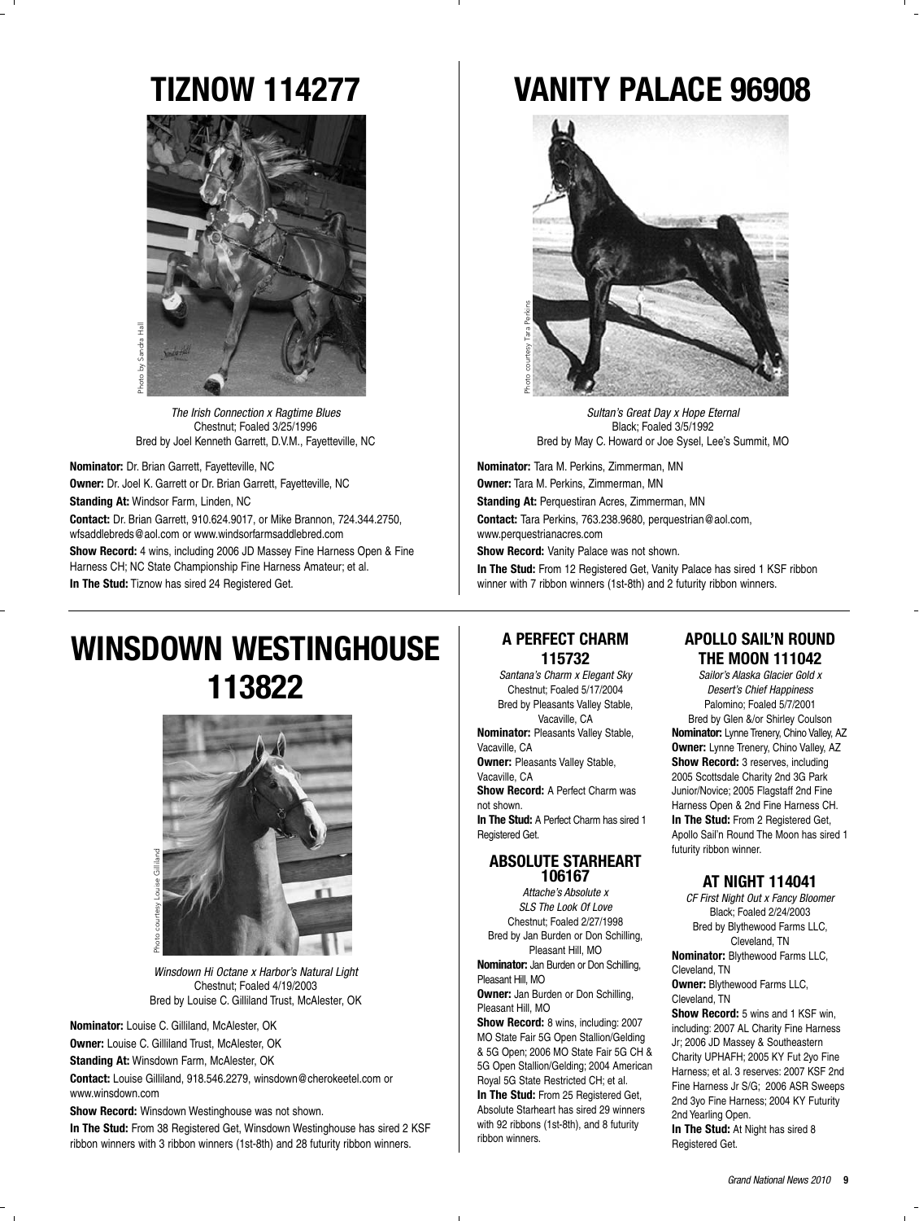## TIZNOW 114277

Photo by Sandra Hall

*The Irish Connection x Ragtime Blues*
Chestnut; Foaled 3/25/1996
Bred by Joel Kenneth Garrett, D.V.M., Fayetteville, NC

**Nominator:** Dr. Brian Garrett, Fayetteville, NC

**Owner:** Dr. Joel K. Garrett or Dr. Brian Garrett, Fayetteville, NC

**Standing At:** Windsor Farm, Linden, NC

**Contact:** Dr. Brian Garrett, 910.624.9017, or Mike Brannon, 724.344.2750, wfsaddlebreds@aol.com or www.windsorfarmsaddlebred.com

**Show Record:** 4 wins, including 2006 JD Massey Fine Harness Open & Fine Harness CH; NC State Championship Fine Harness Amateur; et al.

**In The Stud:** Tiznow has sired 24 Registered Get.

## VANITY PALACE 96908

Photo courtesy Tara Perkins

*Sultan's Great Day x Hope Eternal*
Black; Foaled 3/5/1992
Bred by May C. Howard or Joe Sysel, Lee's Summit, MO

**Nominator:** Tara M. Perkins, Zimmerman, MN

**Owner:** Tara M. Perkins, Zimmerman, MN

**Standing At:** Perquestiran Acres, Zimmerman, MN

**Contact:** Tara Perkins, 763.238.9680, perquestrian@aol.com, www.perquestrianacres.com

**Show Record:** Vanity Palace was not shown.

**In The Stud:** From 12 Registered Get, Vanity Palace has sired 1 KSF ribbon winner with 7 ribbon winners (1st-8th) and 2 futurity ribbon winners.

## WINSDOWN WESTINGHOUSE 113822

Photo courtesy Louise Gilliland

*Winsdown Hi Octane x Harbor's Natural Light*
Chestnut; Foaled 4/19/2003
Bred by Louise C. Gilliland Trust, McAlester, OK

**Nominator:** Louise C. Gilliland, McAlester, OK

**Owner:** Louise C. Gilliland Trust, McAlester, OK

**Standing At:** Winsdown Farm, McAlester, OK

**Contact:** Louise Gilliland, 918.546.2279, winsdown@cherokeetel.com or www.winsdown.com

**Show Record:** Winsdown Westinghouse was not shown.

**In The Stud:** From 38 Registered Get, Winsdown Westinghouse has sired 2 KSF ribbon winners with 3 ribbon winners (1st-8th) and 28 futurity ribbon winners.

### A PERFECT CHARM 115732

*Santana's Charm x Elegant Sky*
Chestnut; Foaled 5/17/2004
Bred by Pleasants Valley Stable, Vacaville, CA

**Nominator:** Pleasants Valley Stable, Vacaville, CA

**Owner:** Pleasants Valley Stable, Vacaville, CA

**Show Record:** A Perfect Charm was not shown.

**In The Stud:** A Perfect Charm has sired 1 Registered Get.

### ABSOLUTE STARHEART 106167

*Attache's Absolute x SLS The Look Of Love*
Chestnut; Foaled 2/27/1998
Bred by Jan Burden or Don Schilling, Pleasant Hill, MO

**Nominator:** Jan Burden or Don Schilling, Pleasant Hill, MO

**Owner:** Jan Burden or Don Schilling, Pleasant Hill, MO

**Show Record:** 8 wins, including: 2007 MO State Fair 5G Open Stallion/Gelding & 5G Open; 2006 MO State Fair 5G CH & 5G Open Stallion/Gelding; 2004 American Royal 5G State Restricted CH; et al.

**In The Stud:** From 25 Registered Get, Absolute Starheart has sired 29 winners with 92 ribbons (1st-8th), and 8 futurity ribbon winners.

### APOLLO SAIL'N ROUND THE MOON 111042

*Sailor's Alaska Glacier Gold x Desert's Chief Happiness*
Palomino; Foaled 5/7/2001
Bred by Glen &/or Shirley Coulson

**Nominator:** Lynne Trenery, Chino Valley, AZ

**Owner:** Lynne Trenery, Chino Valley, AZ

**Show Record:** 3 reserves, including 2005 Scottsdale Charity 2nd 3G Park Junior/Novice; 2005 Flagstaff 2nd Fine Harness Open & 2nd Fine Harness CH.

**In The Stud:** From 2 Registered Get, Apollo Sail'n Round The Moon has sired 1 futurity ribbon winner.

### AT NIGHT 114041

*CF First Night Out x Fancy Bloomer*
Black; Foaled 2/24/2003
Bred by Blythewood Farms LLC, Cleveland, TN

**Nominator:** Blythewood Farms LLC, Cleveland, TN

**Owner:** Blythewood Farms LLC, Cleveland, TN

**Show Record:** 5 wins and 1 KSF win, including: 2007 AL Charity Fine Harness Jr; 2006 JD Massey & Southeastern Charity UPHAFH; 2005 KY Fut 2yo Fine Harness; et al. 3 reserves: 2007 KSF 2nd Fine Harness Jr S/G; 2006 ASR Sweeps 2nd 3yo Fine Harness; 2004 KY Futurity 2nd Yearling Open.

**In The Stud:** At Night has sired 8 Registered Get.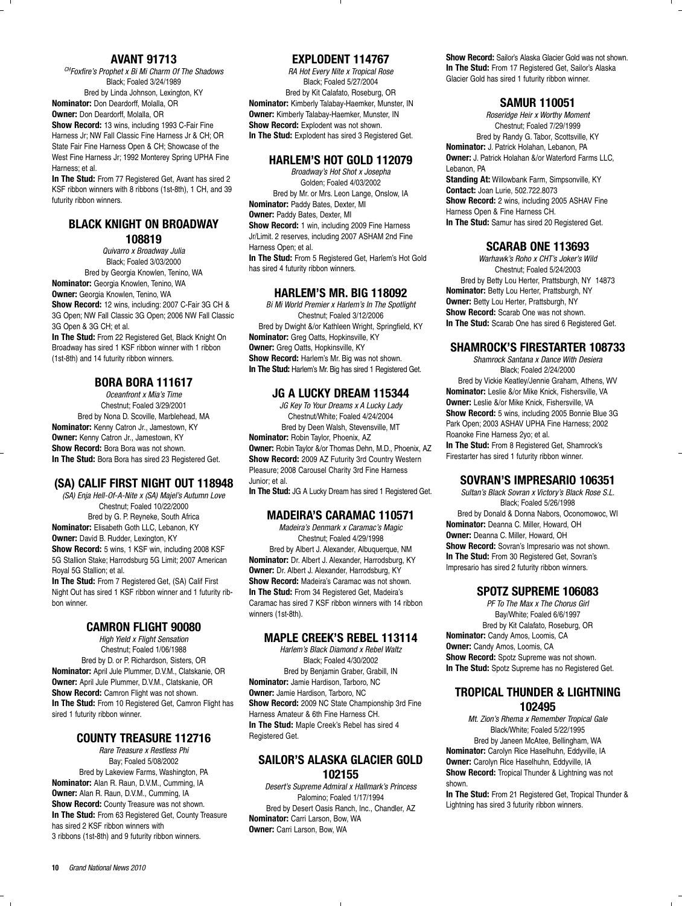## AVANT 91713

*[CH]Foxfire's Prophet x Bi Mi Charm Of The Shadows*
Black; Foaled 3/24/1989
Bred by Linda Johnson, Lexington, KY

**Nominator:** Don Deardorff, Molalla, OR
**Owner:** Don Deardorff, Molalla, OR
**Show Record:** 13 wins, including 1993 C-Fair Fine Harness Jr; NW Fall Classic Fine Harness Jr & CH; OR State Fair Fine Harness Open & CH; Showcase of the West Fine Harness Jr; 1992 Monterey Spring UPHA Fine Harness; et al.
**In The Stud:** From 77 Registered Get, Avant has sired 2 KSF ribbon winners with 8 ribbons (1st-8th), 1 CH, and 39 futurity ribbon winners.

## BLACK KNIGHT ON BROADWAY 108819

*Quivarro x Broadway Julia*
Black; Foaled 3/03/2000
Bred by Georgia Knowlen, Tenino, WA

**Nominator:** Georgia Knowlen, Tenino, WA
**Owner:** Georgia Knowlen, Tenino, WA
**Show Record:** 12 wins, including: 2007 C-Fair 3G CH & 3G Open; NW Fall Classic 3G Open; 2006 NW Fall Classic 3G Open & 3G CH; et al.
**In The Stud:** From 22 Registered Get, Black Knight On Broadway has sired 1 KSF ribbon winner with 1 ribbon (1st-8th) and 14 futurity ribbon winners.

## BORA BORA 111617

*Oceanfront x Mia's Time*
Chestnut; Foaled 3/29/2001
Bred by Nona D. Scoville, Marblehead, MA

**Nominator:** Kenny Catron Jr., Jamestown, KY
**Owner:** Kenny Catron Jr., Jamestown, KY
**Show Record:** Bora Bora was not shown.
**In The Stud:** Bora Bora has sired 23 Registered Get.

## (SA) CALIF FIRST NIGHT OUT 118948

*(SA) Enja Hell-Of-A-Nite x (SA) Majel's Autumn Love*
Chestnut; Foaled 10/22/2000
Bred by G. P. Reyneke, South Africa

**Nominator:** Elisabeth Goth LLC, Lebanon, KY
**Owner:** David B. Rudder, Lexington, KY
**Show Record:** 5 wins, 1 KSF win, including 2008 KSF 5G Stallion Stake; Harrodsburg 5G Limit; 2007 American Royal 5G Stallion; et al.
**In The Stud:** From 7 Registered Get, (SA) Calif First Night Out has sired 1 KSF ribbon winner and 1 futurity ribbon winner.

## CAMRON FLIGHT 90080

*High Yield x Flight Sensation*
Chestnut; Foaled 1/06/1988
Bred by D. or P. Richardson, Sisters, OR

**Nominator:** April Jule Plummer, D.V.M., Clatskanie, OR
**Owner:** April Jule Plummer, D.V.M., Clatskanie, OR
**Show Record:** Camron Flight was not shown.
**In The Stud:** From 10 Registered Get, Camron Flight has sired 1 futurity ribbon winner.

## COUNTY TREASURE 112716

*Rare Treasure x Restless Phi*
Bay; Foaled 5/08/2002
Bred by Lakeview Farms, Washington, PA

**Nominator:** Alan R. Raun, D.V.M., Cumming, IA
**Owner:** Alan R. Raun, D.V.M., Cumming, IA
**Show Record:** County Treasure was not shown.
**In The Stud:** From 63 Registered Get, County Treasure has sired 2 KSF ribbon winners with 3 ribbons (1st-8th) and 9 futurity ribbon winners.

## EXPLODENT 114767

*RA Hot Every Nite x Tropical Rose*
Black; Foaled 5/27/2004
Bred by Kit Calafato, Roseburg, OR

**Nominator:** Kimberly Talabay-Haemker, Munster, IN
**Owner:** Kimberly Talabay-Haemker, Munster, IN
**Show Record:** Explodent was not shown.
**In The Stud:** Explodent has sired 3 Registered Get.

## HARLEM'S HOT GOLD 112079

*Broadway's Hot Shot x Josepha*
Golden; Foaled 4/03/2002
Bred by Mr. or Mrs. Leon Lange, Onslow, IA

**Nominator:** Paddy Bates, Dexter, MI
**Owner:** Paddy Bates, Dexter, MI
**Show Record:** 1 win, including 2009 Fine Harness Jr/Limit. 2 reserves, including 2007 ASHAM 2nd Fine Harness Open; et al.
**In The Stud:** From 5 Registered Get, Harlem's Hot Gold has sired 4 futurity ribbon winners.

## HARLEM'S MR. BIG 118092

*Bi Mi World Premier x Harlem's In The Spotlight*
Chestnut; Foaled 3/12/2006
Bred by Dwight &/or Kathleen Wright, Springfield, KY

**Nominator:** Greg Oatts, Hopkinsville, KY
**Owner:** Greg Oatts, Hopkinsville, KY
**Show Record:** Harlem's Mr. Big was not shown.
**In The Stud:** Harlem's Mr. Big has sired 1 Registered Get.

## JG A LUCKY DREAM 115344

*JG Key To Your Dreams x A Lucky Lady*
Chestnut/White; Foaled 4/24/2004
Bred by Deen Walsh, Stevensville, MT

**Nominator:** Robin Taylor, Phoenix, AZ
**Owner:** Robin Taylor &/or Thomas Dehn, M.D., Phoenix, AZ
**Show Record:** 2009 AZ Futurity 3rd Country Western Pleasure; 2008 Carousel Charity 3rd Fine Harness Junior; et al.
**In The Stud:** JG A Lucky Dream has sired 1 Registered Get.

## MADEIRA'S CARAMAC 110571

*Madeira's Denmark x Caramac's Magic*
Chestnut; Foaled 4/29/1998
Bred by Albert J. Alexander, Albuquerque, NM

**Nominator:** Dr. Albert J. Alexander, Harrodsburg, KY
**Owner:** Dr. Albert J. Alexander, Harrodsburg, KY
**Show Record:** Madeira's Caramac was not shown.
**In The Stud:** From 34 Registered Get, Madeira's Caramac has sired 7 KSF ribbon winners with 14 ribbon winners (1st-8th).

## MAPLE CREEK'S REBEL 113114

*Harlem's Black Diamond x Rebel Waltz*
Black; Foaled 4/30/2002
Bred by Benjamin Graber, Grabill, IN

**Nominator:** Jamie Hardison, Tarboro, NC
**Owner:** Jamie Hardison, Tarboro, NC
**Show Record:** 2009 NC State Championship 3rd Fine Harness Amateur & 6th Fine Harness CH.
**In The Stud:** Maple Creek's Rebel has sired 4 Registered Get.

## SAILOR'S ALASKA GLACIER GOLD 102155

*Desert's Supreme Admiral x Hallmark's Princess*
Palomino; Foaled 1/17/1994
Bred by Desert Oasis Ranch, Inc., Chandler, AZ

**Nominator:** Carri Larson, Bow, WA
**Owner:** Carri Larson, Bow, WA
**Show Record:** Sailor's Alaska Glacier Gold was not shown.
**In The Stud:** From 17 Registered Get, Sailor's Alaska Glacier Gold has sired 1 futurity ribbon winner.

## SAMUR 110051

*Roseridge Heir x Worthy Moment*
Chestnut; Foaled 7/29/1999
Bred by Randy G. Tabor, Scottsville, KY

**Nominator:** J. Patrick Holahan, Lebanon, PA
**Owner:** J. Patrick Holahan &/or Waterford Farms LLC, Lebanon, PA
**Standing At:** Willowbank Farm, Simpsonville, KY
**Contact:** Joan Lurie, 502.722.8073
**Show Record:** 2 wins, including 2005 ASHAV Fine Harness Open & Fine Harness CH.
**In The Stud:** Samur has sired 20 Registered Get.

## SCARAB ONE 113693

*Warhawk's Roho x CHT's Joker's Wild*
Chestnut; Foaled 5/24/2003
Bred by Betty Lou Herter, Prattsburgh, NY 14873

**Nominator:** Betty Lou Herter, Prattsburgh, NY
**Owner:** Betty Lou Herter, Prattsburgh, NY
**Show Record:** Scarab One was not shown.
**In The Stud:** Scarab One has sired 6 Registered Get.

## SHAMROCK'S FIRESTARTER 108733

*Shamrock Santana x Dance With Desiera*
Black; Foaled 2/24/2000
Bred by Vickie Keatley/Jennie Graham, Athens, WV

**Nominator:** Leslie &/or Mike Knick, Fishersville, VA
**Owner:** Leslie &/or Mike Knick, Fishersville, VA
**Show Record:** 5 wins, including 2005 Bonnie Blue 3G Park Open; 2003 ASHAV UPHA Fine Harness; 2002 Roanoke Fine Harness 2yo; et al.
**In The Stud:** From 8 Registered Get, Shamrock's Firestarter has sired 1 futurity ribbon winner.

## SOVRAN'S IMPRESARIO 106351

*Sultan's Black Sovran x Victory's Black Rose S.L.*
Black; Foaled 5/26/1998
Bred by Donald & Donna Nabors, Oconomowoc, WI

**Nominator:** Deanna C. Miller, Howard, OH
**Owner:** Deanna C. Miller, Howard, OH
**Show Record:** Sovran's Impresario was not shown.
**In The Stud:** From 30 Registered Get, Sovran's Impresario has sired 2 futurity ribbon winners.

## SPOTZ SUPREME 106083

*PF To The Max x The Chorus Girl*
Bay/White; Foaled 6/6/1997
Bred by Kit Calafato, Roseburg, OR

**Nominator:** Candy Amos, Loomis, CA
**Owner:** Candy Amos, Loomis, CA
**Show Record:** Spotz Supreme was not shown.
**In The Stud:** Spotz Supreme has no Registered Get.

## TROPICAL THUNDER & LIGHTNING 102495

*Mt. Zion's Rhema x Remember Tropical Gale*
Black/White; Foaled 5/22/1995
Bred by Janeen McAtee, Bellingham, WA

**Nominator:** Carolyn Rice Haselhuhn, Eddyville, IA
**Owner:** Carolyn Rice Haselhuhn, Eddyville, IA
**Show Record:** Tropical Thunder & Lightning was not shown.
**In The Stud:** From 21 Registered Get, Tropical Thunder & Lightning has sired 3 futurity ribbon winners.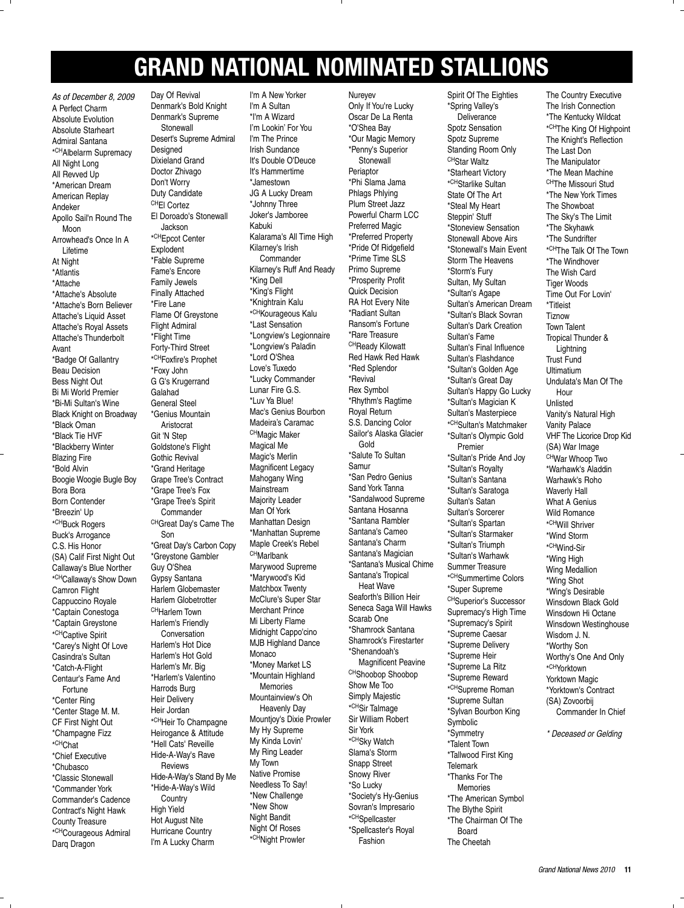# GRAND NATIONAL NOMINATED STALLIONS

*As of December 8, 2009*

A Perfect Charm
Absolute Evolution
Absolute Starheart
Admiral Santana
*CHAlbelarm Supremacy
All Night Long
All Revved Up
*American Dream
American Replay
Andeker
Apollo Sail'n Round The Moon
Arrowhead's Once In A Lifetime
At Night
*Atlantis
*Attache
*Attache's Absolute
*Attache's Born Believer
Attache's Liquid Asset
Attache's Royal Assets
Attache's Thunderbolt
Avant
*Badge Of Gallantry
Beau Decision
Bess Night Out
Bi Mi World Premier
*Bi-Mi Sultan's Wine
Black Knight on Broadway
*Black Oman
*Black Tie HVF
*Blackberry Winter
Blazing Fire
*Bold Alvin
Boogie Woogie Bugle Boy
Bora Bora
Born Contender
*Breezin' Up
*CHBuck Rogers
Buck's Arrogance
C.S. His Honor
(SA) Calif First Night Out
Callaway's Blue Norther
*CHCallaway's Show Down
Camron Flight
Cappuccino Royale
*Captain Conestoga
*Captain Greystone
*CHCaptive Spirit
*Carey's Night Of Love
Casindra's Sultan
*Catch-A-Flight
Centaur's Fame And Fortune
*Center Ring
*Center Stage M. M.
CF First Night Out
*Champagne Fizz
*CHChat
*Chief Executive
*Chubasco
*Classic Stonewall
*Commander York
Commander's Cadence
Contract's Night Hawk
County Treasure
*CHCourageous Admiral
Darq Dragon
Day Of Revival
Denmark's Bold Knight
Denmark's Supreme Stonewall
Desert's Supreme Admiral
Designed
Dixieland Grand
Doctor Zhivago
Don't Worry
Duty Candidate
CHEl Cortez
El Doroado's Stonewall Jackson
*CHEpcot Center
Explodent
*Fable Supreme
Fame's Encore
Family Jewels
Finally Attached
*Fire Lane
Flame Of Greystone
Flight Admiral
*Flight Time
Forty-Third Street
*CHFoxfire's Prophet
*Foxy John
G G's Krugerrand
Galahad
General Steel
*Genius Mountain Aristocrat
Git 'N Step
Goldstone's Flight
Gothic Revival
*Grand Heritage
Grape Tree's Contract
*Grape Tree's Fox
*Grape Tree's Spirit Commander
CHGreat Day's Came The Son
*Great Day's Carbon Copy
*Greystone Gambler
Guy O'Shea
Gypsy Santana
Harlem Globemaster
Harlem Globetrotter
CHHarlem Town
Harlem's Friendly Conversation
Harlem's Hot Dice
Harlem's Hot Gold
Harlem's Mr. Big
*Harlem's Valentino
Harrods Burg
Heir Delivery
Heir Jordan
*CHHeir To Champagne
Heirogance & Attitude
*Hell Cats' Reveille
Hide-A-Way's Rave Reviews
Hide-A-Way's Stand By Me
*Hide-A-Way's Wild Country
High Yield
Hot August Nite
Hurricane Country
I'm A Lucky Charm
I'm A New Yorker
I'm A Sultan
*I'm A Wizard
I'm Lookin' For You
I'm The Prince
Irish Sundance
It's Double O'Deuce
It's Hammertime
*Jamestown
JG A Lucky Dream
*Johnny Three
Joker's Jamboree
Kabuki
Kalarama's All Time High
Kilarney's Irish Commander
Kilarney's Ruff And Ready
*King Dell
*King's Flight
*Knightrain Kalu
*CHKourageous Kalu
*Last Sensation
*Longview's Legionnaire
*Longview's Paladin
*Lord O'Shea
Love's Tuxedo
*Lucky Commander
Lunar Fire G.S.
*Luv Ya Blue!
Mac's Genius Bourbon
Madeira's Caramac
CHMagic Maker
Magical Me
Magic's Merlin
Magnificent Legacy
Mahogany Wing
Mainstream
Majority Leader
Man Of York
Manhattan Design
*Manhattan Supreme
Maple Creek's Rebel
CHMarlbank
Marywood Supreme
*Marywood's Kid
Matchbox Twenty
McClure's Super Star
Merchant Prince
Mi Liberty Flame
Midnight Cappo'cino
MJB Highland Dance
Monaco
*Money Market LS
*Mountain Highland Memories
Mountainview's Oh Heavenly Day
Mountjoy's Dixie Prowler
My Hy Supreme
My Kinda Lovin'
My Ring Leader
My Town
Native Promise
Needless To Say!
*New Challenge
*New Show
Night Bandit
Night Of Roses
*CHNight Prowler
Nureyev
Only If You're Lucky
Oscar De La Renta
*O'Shea Bay
*Our Magic Memory
*Penny's Superior Stonewall
Periaptor
*Phi Slama Jama
Phlags Phlying
Plum Street Jazz
Powerful Charm LCC
Preferred Magic
*Preferred Property
*Pride Of Ridgefield
*Prime Time SLS
Primo Supreme
*Prosperity Profit
Quick Decision
RA Hot Every Nite
*Radiant Sultan
Ransom's Fortune
*Rare Treasure
CHReady Kilowatt
Red Hawk Red Hawk
*Red Splendor
*Revival
Rex Symbol
*Rhythm's Ragtime
Royal Return
S.S. Dancing Color
Sailor's Alaska Glacier Gold
*Salute To Sultan
Samur
*San Pedro Genius
Sand York Tanna
*Sandalwood Supreme
Santana Hosanna
*Santana Rambler
Santana's Cameo
Santana's Charm
Santana's Magician
*Santana's Musical Chime
Santana's Tropical Heat Wave
Seaforth's Billion Heir
Seneca Saga Will Hawks
Scarab One
*Shamrock Santana
Shamrock's Firestarter
*Shenandoah's Magnificent Peavine
CHShoobop Shoobop
Show Me Too
Simply Majestic
*CHSir Talmage
Sir William Robert
Sir York
*CHSky Watch
Slama's Storm
Snapp Street
Snowy River
*So Lucky
*Society's Hy-Genius
Sovran's Impresario
*CHSpellcaster
*Spellcaster's Royal Fashion
Spirit Of The Eighties
*Spring Valley's Deliverance
Spotz Sensation
Spotz Supreme
Standing Room Only
CHStar Waltz
*Starheart Victory
*CHStarlike Sultan
State Of The Art
*Steal My Heart
Steppin' Stuff
*Stoneview Sensation
Stonewall Above Airs
*Stonewall's Main Event
Storm The Heavens
*Storm's Fury
Sultan, My Sultan
*Sultan's Agape
Sultan's American Dream
*Sultan's Black Sovran
Sultan's Dark Creation
Sultan's Fame
Sultan's Final Influence
Sultan's Flashdance
*Sultan's Golden Age
*Sultan's Great Day
Sultan's Happy Go Lucky
*Sultan's Magician K
Sultan's Masterpiece
*CHSultan's Matchmaker
*Sultan's Olympic Gold Premier
*Sultan's Pride And Joy
*Sultan's Royalty
*Sultan's Santana
*Sultan's Saratoga
Sultan's Satan
Sultan's Sorcerer
*Sultan's Spartan
*Sultan's Starmaker
*Sultan's Triumph
*Sultan's Warhawk
Summer Treasure
*CHSummertime Colors
*Super Supreme
CHSuperior's Successor
Supremacy's High Time
*Supremacy's Spirit
*Supreme Caesar
*Supreme Delivery
*Supreme Heir
*Supreme La Ritz
*Supreme Reward
*CHSupreme Roman
*Supreme Sultan
*Sylvan Bourbon King
Symbolic
*Symmetry
*Talent Town
*Tallwood First King
Telemark
*Thanks For The Memories
*The American Symbol
The Blythe Spirit
*The Chairman Of The Board
The Cheetah
The Country Executive
The Irish Connection
*The Kentucky Wildcat
*CHThe King Of Highpoint
The Knight's Reflection
The Last Don
The Manipulator
*The Mean Machine
CHThe Missouri Stud
*The New York Times
The Showboat
The Sky's The Limit
*The Skyhawk
*The Sundrifter
*CHThe Talk Of The Town
*The Windhover
The Wish Card
Tiger Woods
Time Out For Lovin'
*Titleist
Tiznow
Town Talent
Tropical Thunder & Lightning
Trust Fund
Ultimatium
Undulata's Man Of The Hour
Unlisted
Vanity's Natural High
Vanity Palace
VHF The Licorice Drop Kid
(SA) War Image
CHWar Whoop Two
*Warhawk's Aladdin
Warhawk's Roho
Waverly Hall
What A Genius
Wild Romance
*CHWill Shriver
*Wind Storm
*CHWind-Sir
*Wing High
Wing Medallion
*Wing Shot
*Wing's Desirable
Winsdown Black Gold
Winsdown Hi Octane
Winsdown Westinghouse
Wisdom J. N.
*Worthy Son
Worthy's One And Only
*CHYorktown
Yorktown Magic
*Yorktown's Contract
(SA) Zovoorbij Commander In Chief

*\* Deceased or Gelding*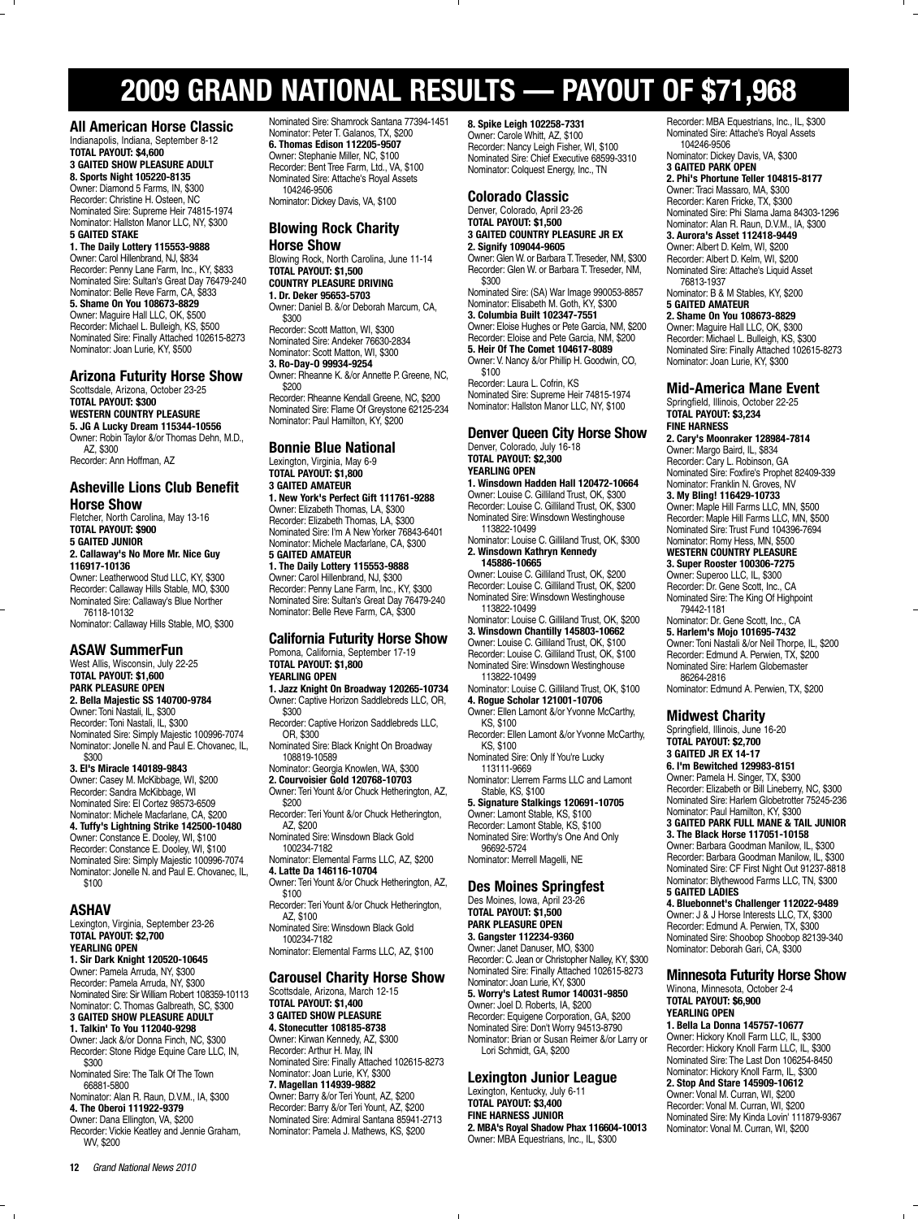# 2009 GRAND NATIONAL RESULTS — PAYOUT OF $71,968

## All American Horse Classic

Indianapolis, Indiana, September 8-12
**TOTAL PAYOUT: $4,600**

**3 GAITED SHOW PLEASURE ADULT**

**8. Sports Night 105220-8135**
Owner: Diamond 5 Farms, IN, $300
Recorder: Christine H. Osteen, NC
Nominated Sire: Supreme Heir 74815-1974
Nominator: Hallston Manor LLC, NY, $300

**5 GAITED STAKE**

**1. The Daily Lottery 115553-9888**
Owner: Carol Hillenbrand, NJ, $834
Recorder: Penny Lane Farm, Inc., KY, $833
Nominated Sire: Sultan's Great Day 76479-240
Nominator: Belle Reve Farm, CA, $833

**5. Shame On You 108673-8829**
Owner: Maguire Hall LLC, OK, $500
Recorder: Michael L. Bulleigh, KS, $500
Nominated Sire: Finally Attached 102615-8273
Nominator: Joan Lurie, KY, $500

## Arizona Futurity Horse Show

Scottsdale, Arizona, October 23-25
**TOTAL PAYOUT: $300**

**WESTERN COUNTRY PLEASURE**

**5. JG A Lucky Dream 115344-10556**
Owner: Robin Taylor &/or Thomas Dehn, M.D., AZ, $300
Recorder: Ann Hoffman, AZ

## Asheville Lions Club Benefit Horse Show

Fletcher, North Carolina, May 13-16
**TOTAL PAYOUT: $900**

**5 GAITED JUNIOR**

**2. Callaway's No More Mr. Nice Guy 116917-10136**
Owner: Leatherwood Stud LLC, KY, $300
Recorder: Callaway Hills Stable, MO, $300
Nominated Sire: Callaway's Blue Norther 76118-10132
Nominator: Callaway Hills Stable, MO, $300

## ASAW SummerFun

West Allis, Wisconsin, July 22-25
**TOTAL PAYOUT: $1,600**

**PARK PLEASURE OPEN**

**2. Bella Majestic SS 140700-9784**
Owner: Toni Nastali, IL, $300
Recorder: Toni Nastali, IL, $300
Nominated Sire: Simply Majestic 100996-7074
Nominator: Jonelle N. and Paul E. Chovanec, IL, $300

**3. El's Miracle 140189-9843**
Owner: Casey M. McKibbage, WI, $200
Recorder: Sandra McKibbage, WI
Nominated Sire: El Cortez 98573-6509
Nominator: Michele Macfarlane, CA, $200

**4. Tuffy's Lightning Strike 142500-10480**
Owner: Constance E. Dooley, WI, $100
Recorder: Constance E. Dooley, WI, $100
Nominated Sire: Simply Majestic 100996-7074
Nominator: Jonelle N. and Paul E. Chovanec, IL, $100

## ASHAV

Lexington, Virginia, September 23-26
**TOTAL PAYOUT: $2,700**

**YEARLING OPEN**

**1. Sir Dark Knight 120520-10645**
Owner: Pamela Arruda, NY, $300
Recorder: Pamela Arruda, NY, $300
Nominated Sire: Sir William Robert 108359-10113
Nominator: C. Thomas Galbreath, SC, $300

**3 GAITED SHOW PLEASURE ADULT**

**1. Talkin' To You 112040-9298**
Owner: Jack &/or Donna Finch, NC, $300
Recorder: Stone Ridge Equine Care LLC, IN, $300
Nominated Sire: The Talk Of The Town 66881-5800
Nominator: Alan R. Raun, D.V.M., IA, $300

**4. The Oberoi 111922-9379**
Owner: Dana Ellington, VA, $200
Recorder: Vickie Keatley and Jennie Graham, WV, $200
Nominated Sire: Shamrock Santana 77394-1451
Nominator: Peter T. Galanos, TX, $200

**6. Thomas Edison 112205-9507**
Owner: Stephanie Miller, NC, $100
Recorder: Bent Tree Farm, Ltd., VA, $100
Nominated Sire: Attache's Royal Assets 104246-9506
Nominator: Dickey Davis, VA, $100

## Blowing Rock Charity Horse Show

Blowing Rock, North Carolina, June 11-14
**TOTAL PAYOUT: $1,500**

**COUNTRY PLEASURE DRIVING**

**1. Dr. Deker 95653-5703**
Owner: Daniel B. &/or Deborah Marcum, CA, $300
Recorder: Scott Matton, WI, $300
Nominated Sire: Andeker 76630-2834
Nominator: Scott Matton, WI, $300

**3. Ro-Day-O 99934-9254**
Owner: Rheanne K. &/or Annette P. Greene, NC, $200
Recorder: Rheanne Kendall Greene, NC, $200
Nominated Sire: Flame Of Greystone 62125-234
Nominator: Paul Hamilton, KY, $200

## Bonnie Blue National

Lexington, Virginia, May 6-9
**TOTAL PAYOUT: $1,800**

**3 GAITED AMATEUR**

**1. New York's Perfect Gift 111761-9288**
Owner: Elizabeth Thomas, LA, $300
Recorder: Elizabeth Thomas, LA, $300
Nominated Sire: I'm A New Yorker 76843-6401
Nominator: Michele Macfarlane, CA, $300

**5 GAITED AMATEUR**

**1. The Daily Lottery 115553-9888**
Owner: Carol Hillenbrand, NJ, $300
Recorder: Penny Lane Farm, Inc., KY, $300
Nominated Sire: Sultan's Great Day 76479-240
Nominator: Belle Reve Farm, CA, $300

## California Futurity Horse Show

Pomona, California, September 17-19
**TOTAL PAYOUT: $1,800**

**YEARLING OPEN**

**1. Jazz Knight On Broadway 120265-10734**
Owner: Captive Horizon Saddlebreds LLC, OR, $300
Recorder: Captive Horizon Saddlebreds LLC, OR, $300
Nominated Sire: Black Knight On Broadway 108819-10589
Nominator: Georgia Knowlen, WA, $300

**2. Courvoisier Gold 120768-10703**
Owner: Teri Yount &/or Chuck Hetherington, AZ, $200
Recorder: Teri Yount &/or Chuck Hetherington, AZ, $200
Nominated Sire: Winsdown Black Gold 100234-7182
Nominator: Elemental Farms LLC, AZ, $200

**4. Latte Da 146116-10704**
Owner: Teri Yount &/or Chuck Hetherington, AZ, $100
Recorder: Teri Yount &/or Chuck Hetherington, AZ, $100
Nominated Sire: Winsdown Black Gold 100234-7182
Nominator: Elemental Farms LLC, AZ, $100

## Carousel Charity Horse Show

Scottsdale, Arizona, March 12-15
**TOTAL PAYOUT: $1,400**

**3 GAITED SHOW PLEASURE**

**4. Stonecutter 108185-8738**
Owner: Kirwan Kennedy, AZ, $300
Recorder: Arthur H. May, IN
Nominated Sire: Finally Attached 102615-8273
Nominator: Joan Lurie, KY, $300

**7. Magellan 114939-9882**
Owner: Barry &/or Teri Yount, AZ, $200
Recorder: Barry &/or Teri Yount, AZ, $200
Nominated Sire: Admiral Santana 85941-2713
Nominator: Pamela J. Mathews, KS, $200

**8. Spike Leigh 102258-7331**
Owner: Carole Whitt, AZ, $100
Recorder: Nancy Leigh Fisher, WI, $100
Nominated Sire: Chief Executive 68599-3310
Nominator: Colquest Energy, Inc., TN

## Colorado Classic

Denver, Colorado, April 23-26
**TOTAL PAYOUT: $1,500**

**3 GAITED COUNTRY PLEASURE JR EX**

**2. Signify 109044-9605**
Owner: Glen W. or Barbara T. Treseder, NM, $300
Recorder: Glen W. or Barbara T. Treseder, NM, $300
Nominated Sire: (SA) War Image 990053-8857
Nominator: Elisabeth M. Goth, KY, $300

**3. Columbia Built 102347-7551**
Owner: Eloise Hughes or Pete Garcia, NM, $200
Recorder: Eloise and Pete Garcia, NM, $200

**5. Heir Of The Comet 104617-8089**
Owner: V. Nancy &/or Phillip H. Goodwin, CO, $100
Recorder: Laura L. Cofrin, KS
Nominated Sire: Supreme Heir 74815-1974
Nominator: Hallston Manor LLC, NY, $100

## Denver Queen City Horse Show

Denver, Colorado, July 16-18
**TOTAL PAYOUT: $2,300**

**YEARLING OPEN**

**1. Winsdown Hadden Hall 120472-10664**
Owner: Louise C. Gilliland Trust, OK, $300
Recorder: Louise C. Gilliland Trust, OK, $300
Nominated Sire: Winsdown Westinghouse 113822-10499
Nominator: Louise C. Gilliland Trust, OK, $300

**2. Winsdown Kathryn Kennedy 145886-10665**
Owner: Louise C. Gilliland Trust, OK, $200
Recorder: Louise C. Gilliland Trust, OK, $200
Nominated Sire: Winsdown Westinghouse 113822-10499
Nominator: Louise C. Gilliland Trust, OK, $200

**3. Winsdown Chantilly 145803-10662**
Owner: Louise C. Gilliland Trust, OK, $100
Recorder: Louise C. Gilliland Trust, OK, $100
Nominated Sire: Winsdown Westinghouse 113822-10499
Nominator: Louise C. Gilliland Trust, OK, $100

**4. Rogue Scholar 121001-10706**
Owner: Ellen Lamont &/or Yvonne McCarthy, KS, $100
Recorder: Ellen Lamont &/or Yvonne McCarthy, KS, $100
Nominated Sire: Only If You're Lucky 113111-9669
Nominator: Llerrem Farms LLC and Lamont Stable, KS, $100

**5. Signature Stalkings 120691-10705**
Owner: Lamont Stable, KS, $100
Recorder: Lamont Stable, KS, $100
Nominated Sire: Worthy's One And Only 96692-5724
Nominator: Merrell Magelli, NE

## Des Moines Springfest

Des Moines, Iowa, April 23-26
**TOTAL PAYOUT: $1,500**

**PARK PLEASURE OPEN**

**3. Gangster 112234-9360**
Owner: Janet Danuser, MO, $300
Recorder: C. Jean or Christopher Nalley, KY, $300
Nominated Sire: Finally Attached 102615-8273
Nominator: Joan Lurie, KY, $300

**5. Worry's Latest Rumor 140031-9850**
Owner: Joel D. Roberts, IA, $200
Recorder: Equigene Corporation, GA, $200
Nominated Sire: Don't Worry 94513-8790
Nominator: Brian or Susan Reimer &/or Larry or Lori Schmidt, GA, $200

## Lexington Junior League

Lexington, Kentucky, July 6-11
**TOTAL PAYOUT: $3,400**

**FINE HARNESS JUNIOR**

**2. MBA's Royal Shadow Phax 116604-10013**
Owner: MBA Equestrians, Inc., IL, $300
Recorder: MBA Equestrians, Inc., IL, $300
Nominated Sire: Attache's Royal Assets 104246-9506
Nominator: Dickey Davis, VA, $300

**3 GAITED PARK OPEN**

**2. Phi's Phortune Teller 104815-8177**
Owner: Traci Massaro, MA, $300
Recorder: Karen Fricke, TX, $300
Nominated Sire: Phi Slama Jama 84303-1296
Nominator: Alan R. Raun, D.V.M., IA, $300

**3. Aurora's Asset 112418-9449**
Owner: Albert D. Kelm, WI, $200
Recorder: Albert D. Kelm, WI, $200
Nominated Sire: Attache's Liquid Asset 76813-1937
Nominator: B & M Stables, KY, $200

**5 GAITED AMATEUR**

**2. Shame On You 108673-8829**
Owner: Maguire Hall LLC, OK, $300
Recorder: Michael L. Bulleigh, KS, $300
Nominated Sire: Finally Attached 102615-8273
Nominator: Joan Lurie, KY, $300

## Mid-America Mane Event

Springfield, Illinois, October 22-25
**TOTAL PAYOUT: $3,234**

**FINE HARNESS**

**2. Cary's Moonraker 128984-7814**
Owner: Margo Baird, IL, $834
Recorder: Cary L. Robinson, GA
Nominated Sire: Foxfire's Prophet 82409-339
Nominator: Franklin N. Groves, NV

**3. My Bling! 116429-10733**
Owner: Maple Hill Farms LLC, MN, $500
Recorder: Maple Hill Farms LLC, MN, $500
Nominated Sire: Trust Fund 104396-7694
Nominator: Romy Hess, MN, $500

**WESTERN COUNTRY PLEASURE**

**3. Super Rooster 100306-7275**
Owner: Superoo LLC, IL, $300
Recorder: Dr. Gene Scott, Inc., CA
Nominated Sire: The King Of Highpoint 79442-1181
Nominator: Dr. Gene Scott, Inc., CA

**5. Harlem's Mojo 101695-7432**
Owner: Toni Nastali &/or Neil Thorpe, IL, $200
Recorder: Edmund A. Perwien, TX, $200
Nominated Sire: Harlem Globemaster 86264-2816
Nominator: Edmund A. Perwien, TX, $200

## Midwest Charity

Springfield, Illinois, June 16-20
**TOTAL PAYOUT: $2,700**

**3 GAITED JR EX 14-17**

**6. I'm Bewitched 129983-8151**
Owner: Pamela H. Singer, TX, $300
Recorder: Elizabeth or Bill Lineberry, NC, $300
Nominated Sire: Harlem Globetrotter 75245-236
Nominator: Paul Hamilton, KY, $300

**3 GAITED PARK FULL MANE & TAIL JUNIOR**

**3. The Black Horse 117051-10158**
Owner: Barbara Goodman Manilow, IL, $300
Recorder: Barbara Goodman Manilow, IL, $300
Nominated Sire: CF First Night Out 91237-8818
Nominator: Blythewood Farms LLC, TN, $300

**5 GAITED LADIES**

**4. Bluebonnet's Challenger 112022-9489**
Owner: J & J Horse Interests LLC, TX, $300
Recorder: Edmund A. Perwien, TX, $300
Nominated Sire: Shoobop Shoobop 82139-340
Nominator: Deborah Gari, CA, $300

## Minnesota Futurity Horse Show

Winona, Minnesota, October 2-4
**TOTAL PAYOUT: $6,900**

**YEARLING OPEN**

**1. Bella La Donna 145757-10677**
Owner: Hickory Knoll Farm LLC, IL, $300
Recorder: Hickory Knoll Farm LLC, IL, $300
Nominated Sire: The Last Don 106254-8450
Nominator: Hickory Knoll Farm, IL, $300

**2. Stop And Stare 145909-10612**
Owner: Vonal M. Curran, WI, $200
Recorder: Vonal M. Curran, WI, $200
Nominated Sire: My Kinda Lovin' 111879-9367
Nominator: Vonal M. Curran, WI, $200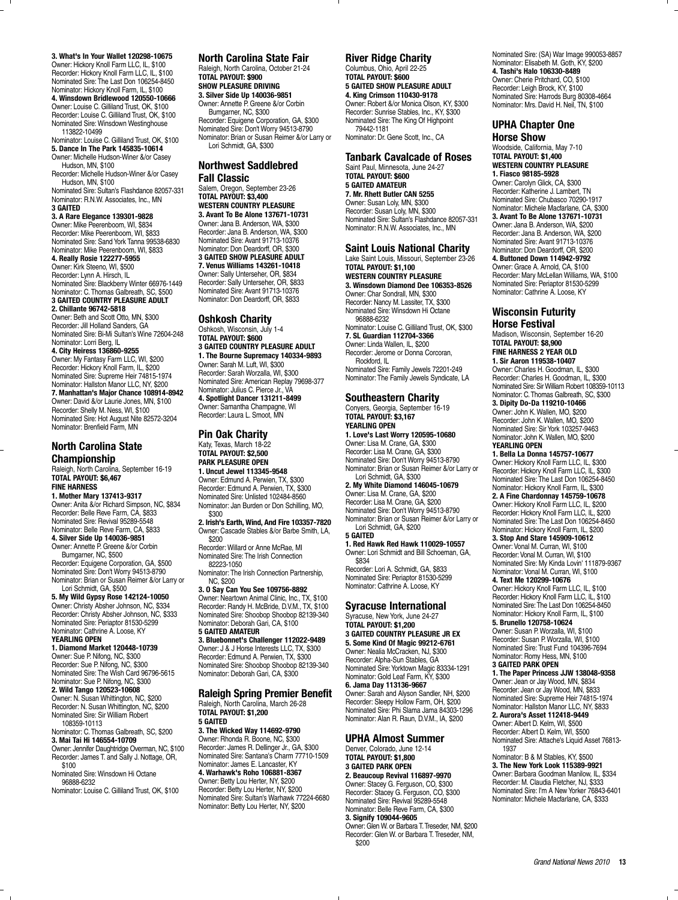**3. What's In Your Wallet 120298-10675**
Owner: Hickory Knoll Farm LLC, IL, $100
Recorder: Hickory Knoll Farm LLC, IL, $100
Nominated Sire: The Last Don 106254-8450
Nominator: Hickory Knoll Farm, IL, $100
**4. Winsdown Bridlewood 120550-10666**
Owner: Louise C. Gilliland Trust, OK, $100
Recorder: Louise C. Gilliland Trust, OK, $100
Nominated Sire: Winsdown Westinghouse 113822-10499
Nominator: Louise C. Gilliland Trust, OK, $100
**5. Dance In The Park 145835-10614**
Owner: Michelle Hudson-Winer &/or Casey Hudson, MN, $100
Recorder: Michelle Hudson-Winer &/or Casey Hudson, MN, $100
Nominated Sire: Sultan's Flashdance 82057-331
Nominator: R.N.W. Associates, Inc., MN
**3 GAITED**
**3. A Rare Elegance 139301-9828**
Owner: Mike Peerenboom, WI, $834
Recorder: Mike Peerenboom, WI, $833
Nominated Sire: Sand York Tanna 99538-6830
Nominator: Mike Peerenboom, WI, $833
**4. Really Rosie 122277-5955**
Owner: Kirk Steeno, WI, $500
Recorder: Lynn A. Hirsch, IL
Nominated Sire: Blackberry Winter 66976-1449
Nominator: C. Thomas Galbreath, SC, $500
**3 GAITED COUNTRY PLEASURE ADULT**
**2. Chillante 96742-5818**
Owner: Beth and Scott Otto, MN, $300
Recorder: Jill Holland Sanders, GA
Nominated Sire: Bi-Mi Sultan's Wine 72604-248
Nominator: Lorri Berg, IL
**4. City Heiress 136860-9255**
Owner: My Fantasy Farm LLC, WI, $200
Recorder: Hickory Knoll Farm, IL, $200
Nominated Sire: Supreme Heir 74815-1974
Nominator: Hallston Manor LLC, NY, $200
**7. Manhattan's Major Chance 108914-8942**
Owner: David &/or Laurie Jones, MN, $100
Recorder: Shelly M. Ness, WI, $100
Nominated Sire: Hot August Nite 82572-3204
Nominator: Brenfield Farm, MN

## North Carolina State Championship

Raleigh, North Carolina, September 16-19
**TOTAL PAYOUT: $6,467**
**FINE HARNESS**
**1. Mother Mary 137413-9317**
Owner: Anita &/or Richard Simpson, NC, $834
Recorder: Belle Reve Farm, CA, $833
Nominated Sire: Revival 95289-5548
Nominator: Belle Reve Farm, CA, $833
**4. Silver Side Up 140036-9851**
Owner: Annette P. Greene &/or Corbin Bumgarner, NC, $500
Recorder: Equigene Corporation, GA, $500
Nominated Sire: Don't Worry 94513-8790
Nominator: Brian or Susan Reimer &/or Larry or Lori Schmidt, GA, $500
**5. My Wild Gypsy Rose 142124-10050**
Owner: Christy Absher Johnson, NC, $334
Recorder: Christy Absher Johnson, NC, $333
Nominated Sire: Periaptor 81530-5299
Nominator: Cathrine A. Loose, KY
**YEARLING OPEN**
**1. Diamond Market 120448-10739**
Owner: Sue P. Nifong, NC, $300
Recorder: Sue P. Nifong, NC, $300
Nominated Sire: The Wish Card 96796-5615
Nominator: Sue P. Nifong, NC, $300
**2. Wild Tango 120523-10608**
Owner: N. Susan Whittington, NC, $200
Recorder: N. Susan Whittington, NC, $200
Nominated Sire: Sir William Robert 108359-10113
Nominator: C. Thomas Galbreath, SC, $200
**3. Mai Tai Hi 146554-10709**
Owner: Jennifer Daughtridge Overman, NC, $100
Recorder: James T. and Sally J. Nottage, OR, $100
Nominated Sire: Winsdown Hi Octane 96888-6232
Nominator: Louise C. Gilliland Trust, OK, $100

## North Carolina State Fair

Raleigh, North Carolina, October 21-24
**TOTAL PAYOUT: $900**
**SHOW PLEASURE DRIVING**
**3. Silver Side Up 140036-9851**
Owner: Annette P. Greene &/or Corbin Bumgarner, NC, $300
Recorder: Equigene Corporation, GA, $300
Nominated Sire: Don't Worry 94513-8790
Nominator: Brian or Susan Reimer &/or Larry or Lori Schmidt, GA, $300

## Northwest Saddlebred Fall Classic

Salem, Oregon, September 23-26
**TOTAL PAYOUT: $3,400**
**WESTERN COUNTRY PLEASURE**
**3. Avant To Be Alone 137671-10731**
Owner: Jana B. Anderson, WA, $300
Recorder: Jana B. Anderson, WA, $300
Nominated Sire: Avant 91713-10376
Nominator: Don Deardorff, OR, $300
**3 GAITED SHOW PLEASURE ADULT**
**7. Venus Williams 143261-10418**
Owner: Sally Unterseher, OR, $834
Recorder: Sally Unterseher, OR, $833
Nominated Sire: Avant 91713-10376
Nominator: Don Deardorff, OR, $833

## Oshkosh Charity

Oshkosh, Wisconsin, July 1-4
**TOTAL PAYOUT: $600**
**3 GAITED COUNTRY PLEASURE ADULT**
**1. The Bourne Supremacy 140334-9893**
Owner: Sarah M. Luft, WI, $300
Recorder: Sarah Worzalla, WI, $300
Nominated Sire: American Replay 79698-377
Nominator: Julius C. Pierce Jr., VA
**4. Spotlight Dancer 131211-8499**
Owner: Samantha Champagne, WI
Recorder: Laura L. Smoot, MN

## Pin Oak Charity

Katy, Texas, March 18-22
**TOTAL PAYOUT: $2,500**
**PARK PLEASURE OPEN**
**1. Uncut Jewel 113345-9548**
Owner: Edmund A. Perwien, TX, $300
Recorder: Edmund A. Perwien, TX, $300
Nominated Sire: Unlisted 102484-8560
Nominator: Jan Burden or Don Schilling, MO, $300
**2. Irish's Earth, Wind, And Fire 103357-7820**
Owner: Cascade Stables &/or Barbe Smith, LA, $200
Recorder: Willard or Anne McRae, MI
Nominated Sire: The Irish Connection 82223-1050
Nominator: The Irish Connection Partnership, NC, $200
**3. O Say Can You See 109756-8892**
Owner: Neartown Animal Clinic, Inc., TX, $100
Recorder: Randy H. McBride, D.V.M., TX, $100
Nominated Sire: Shoobop Shoobop 82139-340
Nominator: Deborah Gari, CA, $100
**5 GAITED AMATEUR**
**3. Bluebonnet's Challenger 112022-9489**
Owner: J & J Horse Interests LLC, TX, $300
Recorder: Edmund A. Perwien, TX, $300
Nominated Sire: Shoobop Shoobop 82139-340
Nominator: Deborah Gari, CA, $300

## Raleigh Spring Premier Benefit

Raleigh, North Carolina, March 26-28
**TOTAL PAYOUT: $1,200**
**5 GAITED**
**3. The Wicked Way 114692-9790**
Owner: Rhonda R. Boone, NC, $300
Recorder: James R. Dellinger Jr., GA, $300
Nominated Sire: Santana's Charm 77710-1509
Nominator: James E. Lancaster, KY
**4. Warhawk's Roho 106881-8367**
Owner: Betty Lou Herter, NY, $200
Recorder: Betty Lou Herter, NY, $200
Nominated Sire: Sultan's Warhawk 77224-6680
Nominator: Betty Lou Herter, NY, $200

## River Ridge Charity

Columbus, Ohio, April 22-25
**TOTAL PAYOUT: $600**
**5 GAITED SHOW PLEASURE ADULT**
**4. King Crimson 110430-9178**
Owner: Robert &/or Monica Olson, KY, $300
Recorder: Sunrise Stables, Inc., KY, $300
Nominated Sire: The King Of Highpoint 79442-1181
Nominator: Dr. Gene Scott, Inc., CA

## Tanbark Cavalcade of Roses

Saint Paul, Minnesota, June 24-27
**TOTAL PAYOUT: $600**
**5 GAITED AMATEUR**
**7. Mr. Rhett Butler CAN 5255**
Owner: Susan Loly, MN, $300
Recorder: Susan Loly, MN, $300
Nominated Sire: Sultan's Flashdance 82057-331
Nominator: R.N.W. Associates, Inc., MN

## Saint Louis National Charity

Lake Saint Louis, Missouri, September 23-26
**TOTAL PAYOUT: $1,100**
**WESTERN COUNTRY PLEASURE**
**3. Winsdown Diamond Dee 106353-8526**
Owner: Char Sondrall, MN, $300
Recorder: Nancy M. Lassiter, TX, $300
Nominated Sire: Winsdown Hi Octane 96888-6232
Nominator: Louise C. Gilliland Trust, OK, $300
**7. SL Guardian 112704-3366**
Owner: Linda Wallen, IL, $200
Recorder: Jerome or Donna Corcoran, Rockford, IL
Nominated Sire: Family Jewels 72201-249
Nominator: The Family Jewels Syndicate, LA

## Southeastern Charity

Conyers, Georgia, September 16-19
**TOTAL PAYOUT: $3,167**
**YEARLING OPEN**
**1. Love's Last Worry 120595-10680**
Owner: Lisa M. Crane, GA, $300
Recorder: Lisa M. Crane, GA, $300
Nominated Sire: Don't Worry 94513-8790
Nominator: Brian or Susan Reimer &/or Larry or Lori Schmidt, GA, $300
**2. My White Diamond 146045-10679**
Owner: Lisa M. Crane, GA, $200
Recorder: Lisa M. Crane, GA, $200
Nominated Sire: Don't Worry 94513-8790
Nominator: Brian or Susan Reimer &/or Larry or Lori Schmidt, GA, $200
**5 GAITED**
**1. Red Hawk Red Hawk 110029-10557**
Owner: Lori Schmidt and Bill Schoeman, GA, $834
Recorder: Lori A. Schmidt, GA, $833
Nominated Sire: Periaptor 81530-5299
Nominator: Cathrine A. Loose, KY

## Syracuse International

Syracuse, New York, June 24-27
**TOTAL PAYOUT: $1,200**
**3 GAITED COUNTRY PLEASURE JR EX**
**5. Some Kind Of Magic 99212-6761**
Owner: Nealia McCracken, NJ, $300
Recorder: Alpha-Sun Stables, GA
Nominated Sire: Yorktown Magic 83334-1291
Nominator: Gold Leaf Farm, KY, $300
**6. Jama Day 113136-9667**
Owner: Sarah and Alyson Sandler, NH, $200
Recorder: Sleepy Hollow Farm, OH, $200
Nominated Sire: Phi Slama Jama 84303-1296
Nominator: Alan R. Raun, D.V.M., IA, $200

## UPHA Almost Summer

Denver, Colorado, June 12-14
**TOTAL PAYOUT: $1,800**
**3 GAITED PARK OPEN**
**2. Beaucoup Revival 116897-9970**
Owner: Stacey G. Ferguson, CO, $300
Recorder: Stacey G. Ferguson, CO, $300
Nominated Sire: Revival 95289-5548
Nominator: Belle Reve Farm, CA, $300
**3. Signify 109044-9605**
Owner: Glen W. or Barbara T. Treseder, NM, $200
Recorder: Glen W. or Barbara T. Treseder, NM, $200
Nominated Sire: (SA) War Image 990053-8857
Nominator: Elisabeth M. Goth, KY, $200
**4. Tashi's Halo 106330-8489**
Owner: Cherie Pritchard, CO, $100
Recorder: Leigh Brock, KY, $100
Nominated Sire: Harrods Burg 80308-4664
Nominator: Mrs. David H. Neil, TN, $100

## UPHA Chapter One Horse Show

Woodside, California, May 7-10
**TOTAL PAYOUT: $1,400**
**WESTERN COUNTRY PLEASURE**
**1. Fiasco 98185-5928**
Owner: Carolyn Glick, CA, $300
Recorder: Katherine J. Lambert, TN
Nominated Sire: Chubasco 70290-1917
Nominator: Michele Macfarlane, CA, $300
**3. Avant To Be Alone 137671-10731**
Owner: Jana B. Anderson, WA, $200
Recorder: Jana B. Anderson, WA, $200
Nominated Sire: Avant 91713-10376
Nominator: Don Deardorff, OR, $200
**4. Buttoned Down 114942-9792**
Owner: Grace A. Arnold, CA, $100
Recorder: Mary McLellan Williams, WA, $100
Nominated Sire: Periaptor 81530-5299
Nominator: Cathrine A. Loose, KY

## Wisconsin Futurity Horse Festival

Madison, Wisconsin, September 16-20
**TOTAL PAYOUT: $8,900**
**FINE HARNESS 2 YEAR OLD**
**1. Sir Aaron 119538-10407**
Owner: Charles H. Goodman, IL, $300
Recorder: Charles H. Goodman, IL, $300
Nominated Sire: Sir William Robert 108359-10113
Nominator: C. Thomas Galbreath, SC, $300
**3. Dipity Do-Da 119210-10466**
Owner: John K. Wallen, MO, $200
Recorder: John K. Wallen, MO, $200
Nominated Sire: Sir York 103257-9463
Nominator: John K. Wallen, MO, $200
**YEARLING OPEN**
**1. Bella La Donna 145757-10677**
Owner: Hickory Knoll Farm LLC, IL, $300
Recorder: Hickory Knoll Farm LLC, IL, $300
Nominated Sire: The Last Don 106254-8450
Nominator: Hickory Knoll Farm, IL, $300
**2. A Fine Chardonnay 145759-10678**
Owner: Hickory Knoll Farm LLC, IL, $200
Recorder: Hickory Knoll Farm LLC, IL, $200
Nominated Sire: The Last Don 106254-8450
Nominator: Hickory Knoll Farm, IL, $200
**3. Stop And Stare 145909-10612**
Owner: Vonal M. Curran, WI, $100
Recorder: Vonal M. Curran, WI, $100
Nominated Sire: My Kinda Lovin' 111879-9367
Nominator: Vonal M. Curran, WI, $100
**4. Text Me 120299-10676**
Owner: Hickory Knoll Farm LLC, IL, $100
Recorder: Hickory Knoll Farm LLC, IL, $100
Nominated Sire: The Last Don 106254-8450
Nominator: Hickory Knoll Farm, IL, $100
**5. Brunello 120758-10624**
Owner: Susan P. Worzalla, WI, $100
Recorder: Susan P. Worzalla, WI, $100
Nominated Sire: Trust Fund 104396-7694
Nominator: Romy Hess, MN, $100
**3 GAITED PARK OPEN**
**1. The Paper Princess JJW 138048-9358**
Owner: Jean or Jay Wood, MN, $834
Recorder: Jean or Jay Wood, MN, $833
Nominated Sire: Supreme Heir 74815-1974
Nominator: Hallston Manor LLC, NY, $833
**2. Aurora's Asset 112418-9449**
Owner: Albert D. Kelm, WI, $500
Recorder: Albert D. Kelm, WI, $500
Nominated Sire: Attache's Liquid Asset 76813-1937
Nominator: B & M Stables, KY, $500
**3. The New York Look 115389-9921**
Owner: Barbara Goodman Manilow, IL, $334
Recorder: M. Claudia Fletcher, NJ, $333
Nominated Sire: I'm A New Yorker 76843-6401
Nominator: Michele Macfarlane, CA, $333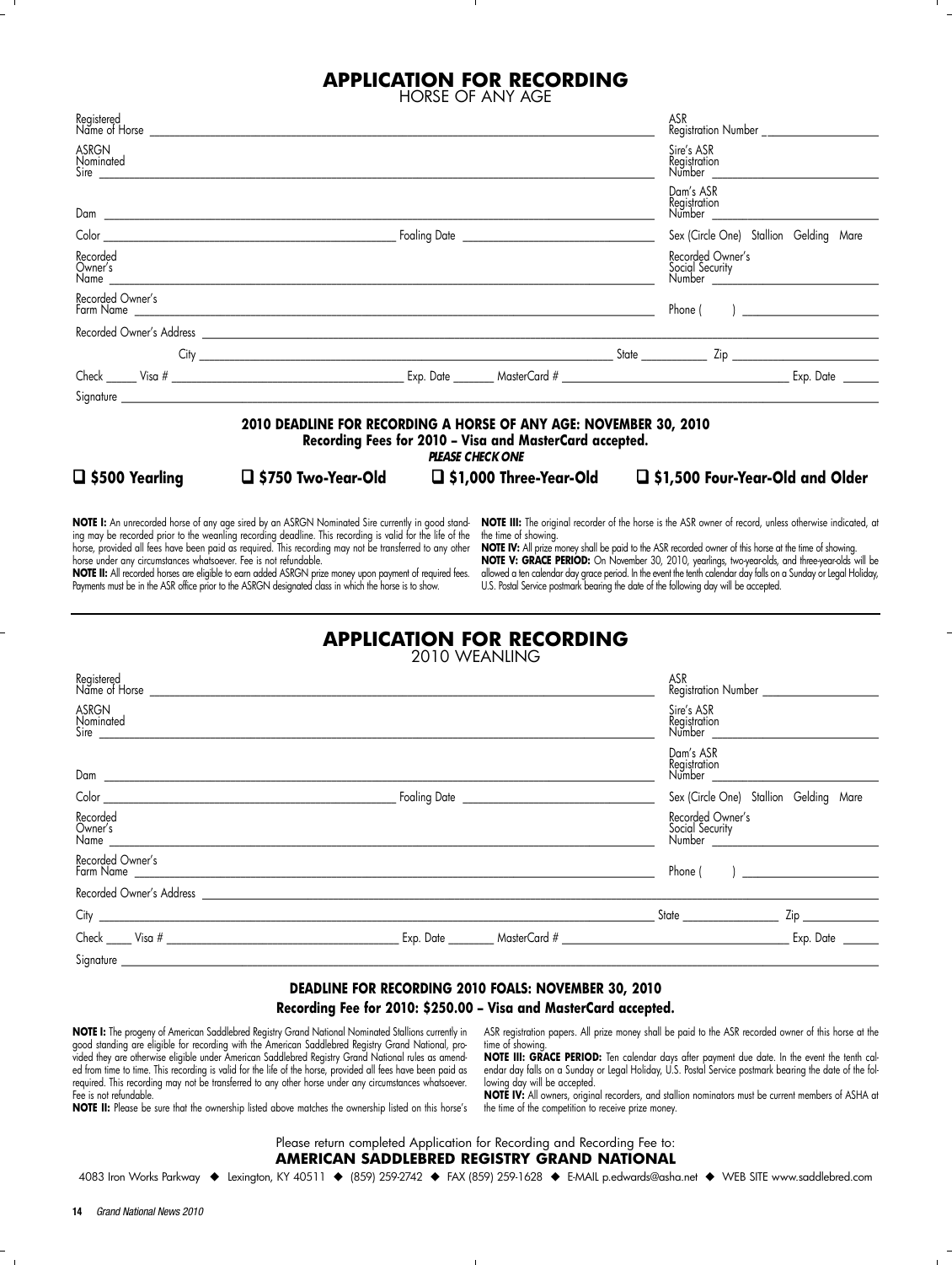# APPLICATION FOR RECORDING

## HORSE OF ANY AGE

Registered Name of Horse ______________________________ ASR Registration Number ______________

ASRGN Nominated Sire ______________________________ Sire's ASR Registration Number ______________

Dam ______________________________ Dam's ASR Registration Number ______________

Color ______________ Foaling Date ______________ Sex (Circle One) Stallion Gelding Mare

Recorded Owner's Name ______________________________ Recorded Owner's Social Security Number ______________

Recorded Owner's Farm Name ______________________________ Phone ( ) ______________

Recorded Owner's Address ______________________________

City ______________ State ______ Zip ______________

Check _____ Visa # ______________ Exp. Date ______ MasterCard # ______________ Exp. Date ______

Signature ______________________________

**2010 DEADLINE FOR RECORDING A HORSE OF ANY AGE: NOVEMBER 30, 2010**

**Recording Fees for 2010 – Visa and MasterCard accepted.**

***PLEASE CHECK ONE***

☐ **$500 Yearling** ☐ **$750 Two-Year-Old** ☐ **$1,000 Three-Year-Old** ☐ **$1,500 Four-Year-Old and Older**

**NOTE I:** An unrecorded horse of any age sired by an ASRGN Nominated Sire currently in good standing may be recorded prior to the weanling recording deadline. This recording is valid for the life of the horse, provided all fees have been paid as required. This recording may not be transferred to any other horse under any circumstances whatsoever. Fee is not refundable.

**NOTE II:** All recorded horses are eligible to earn added ASRGN prize money upon payment of required fees. Payments must be in the ASR office prior to the ASRGN designated class in which the horse is to show.

**NOTE III:** The original recorder of the horse is the ASR owner of record, unless otherwise indicated, at the time of showing.

**NOTE IV:** All prize money shall be paid to the ASR recorded owner of this horse at the time of showing.

**NOTE V: GRACE PERIOD:** On November 30, 2010, yearlings, two-year-olds, and three-year-olds will be allowed a ten calendar day grace period. In the event the tenth calendar day falls on a Sunday or Legal Holiday, U.S. Postal Service postmark bearing the date of the following day will be accepted.

# APPLICATION FOR RECORDING

## 2010 WEANLING

Registered Name of Horse ______________________________ ASR Registration Number ______________

ASRGN Nominated Sire ______________________________ Sire's ASR Registration Number ______________

Dam ______________________________ Dam's ASR Registration Number ______________

Color ______________ Foaling Date ______________ Sex (Circle One) Stallion Gelding Mare

Recorded Owner's Name ______________________________ Recorded Owner's Social Security Number ______________

Recorded Owner's Farm Name ______________________________ Phone ( ) ______________

Recorded Owner's Address ______________________________

City ______________ State ______ Zip ______________

Check _____ Visa # ______________ Exp. Date ______ MasterCard # ______________ Exp. Date ______

Signature ______________________________

**DEADLINE FOR RECORDING 2010 FOALS: NOVEMBER 30, 2010**

**Recording Fee for 2010: $250.00 – Visa and MasterCard accepted.**

**NOTE I:** The progeny of American Saddlebred Registry Grand National Nominated Stallions currently in good standing are eligible for recording with the American Saddlebred Registry Grand National, provided they are otherwise eligible under American Saddlebred Registry Grand National rules as amended from time to time. This recording is valid for the life of the horse, provided all fees have been paid as required. This recording may not be transferred to any other horse under any circumstances whatsoever. Fee is not refundable.

**NOTE II:** Please be sure that the ownership listed above matches the ownership listed on this horse's ASR registration papers. All prize money shall be paid to the ASR recorded owner of this horse at the time of showing.

**NOTE III: GRACE PERIOD:** Ten calendar days after payment due date. In the event the tenth calendar day falls on a Sunday or Legal Holiday, U.S. Postal Service postmark bearing the date of the following day will be accepted.

**NOTE IV:** All owners, original recorders, and stallion nominators must be current members of ASHA at the time of the competition to receive prize money.

Please return completed Application for Recording and Recording Fee to:

**AMERICAN SADDLEBRED REGISTRY GRAND NATIONAL**

4083 Iron Works Parkway ◆ Lexington, KY 40511 ◆ (859) 259-2742 ◆ FAX (859) 259-1628 ◆ E-MAIL p.edwards@asha.net ◆ WEB SITE www.saddlebred.com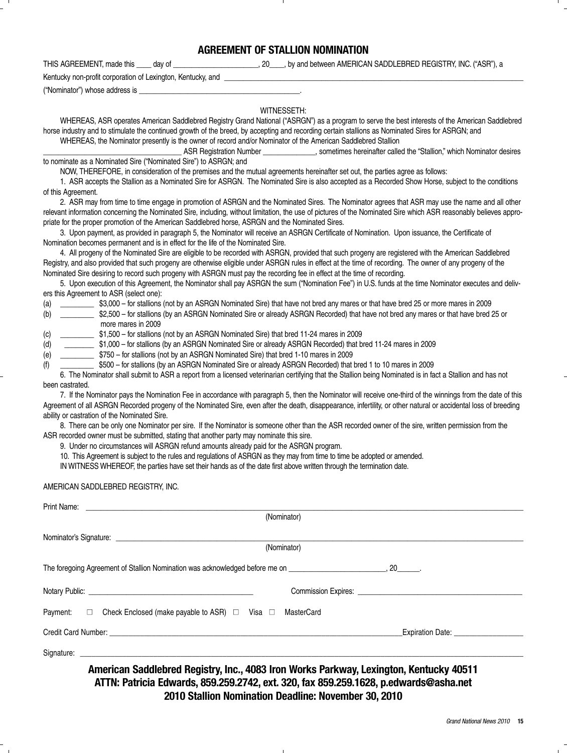# AGREEMENT OF STALLION NOMINATION

THIS AGREEMENT, made this ____ day of ______________________, 20____, by and between AMERICAN SADDLEBRED REGISTRY, INC. ("ASR"), a Kentucky non-profit corporation of Lexington, Kentucky, and ____________________________________________________________

("Nominator") whose address is ____________________________________________.

WITNESSETH:

WHEREAS, ASR operates American Saddlebred Registry Grand National ("ASRGN") as a program to serve the best interests of the American Saddlebred horse industry and to stimulate the continued growth of the breed, by accepting and recording certain stallions as Nominated Sires for ASRGN; and

WHEREAS, the Nominator presently is the owner of record and/or Nominator of the American Saddlebred Stallion ____________________________________ ASR Registration Number ______________, sometimes hereinafter called the "Stallion," which Nominator desires to nominate as a Nominated Sire ("Nominated Sire") to ASRGN; and

NOW, THEREFORE, in consideration of the premises and the mutual agreements hereinafter set out, the parties agree as follows:

1. ASR accepts the Stallion as a Nominated Sire for ASRGN. The Nominated Sire is also accepted as a Recorded Show Horse, subject to the conditions of this Agreement.

2. ASR may from time to time engage in promotion of ASRGN and the Nominated Sires. The Nominator agrees that ASR may use the name and all other relevant information concerning the Nominated Sire, including, without limitation, the use of pictures of the Nominated Sire which ASR reasonably believes appropriate for the proper promotion of the American Saddlebred horse, ASRGN and the Nominated Sires.

3. Upon payment, as provided in paragraph 5, the Nominator will receive an ASRGN Certificate of Nomination. Upon issuance, the Certificate of Nomination becomes permanent and is in effect for the life of the Nominated Sire.

4. All progeny of the Nominated Sire are eligible to be recorded with ASRGN, provided that such progeny are registered with the American Saddlebred Registry, and also provided that such progeny are otherwise eligible under ASRGN rules in effect at the time of recording. The owner of any progeny of the Nominated Sire desiring to record such progeny with ASRGN must pay the recording fee in effect at the time of recording.

5. Upon execution of this Agreement, the Nominator shall pay ASRGN the sum ("Nomination Fee") in U.S. funds at the time Nominator executes and delivers this Agreement to ASR (select one):

(a) _________ \$3,000 – for stallions (not by an ASRGN Nominated Sire) that have not bred any mares or that have bred 25 or more mares in 2009

(b) _________ \$2,500 – for stallions (by an ASRGN Nominated Sire or already ASRGN Recorded) that have not bred any mares or that have bred 25 or more mares in 2009

(c) _________ \$1,500 – for stallions (not by an ASRGN Nominated Sire) that bred 11-24 mares in 2009

(d) _________ \$1,000 – for stallions (by an ASRGN Nominated Sire or already ASRGN Recorded) that bred 11-24 mares in 2009

(e) _________ \$750 – for stallions (not by an ASRGN Nominated Sire) that bred 1-10 mares in 2009

(f) _________ \$500 – for stallions (by an ASRGN Nominated Sire or already ASRGN Recorded) that bred 1 to 10 mares in 2009

6. The Nominator shall submit to ASR a report from a licensed veterinarian certifying that the Stallion being Nominated is in fact a Stallion and has not been castrated.

7. If the Nominator pays the Nomination Fee in accordance with paragraph 5, then the Nominator will receive one-third of the winnings from the date of this Agreement of all ASRGN Recorded progeny of the Nominated Sire, even after the death, disappearance, infertility, or other natural or accidental loss of breeding ability or castration of the Nominated Sire.

8. There can be only one Nominator per sire. If the Nominator is someone other than the ASR recorded owner of the sire, written permission from the ASR recorded owner must be submitted, stating that another party may nominate this sire.

9. Under no circumstances will ASRGN refund amounts already paid for the ASRGN program.

10. This Agreement is subject to the rules and regulations of ASRGN as they may from time to time be adopted or amended.

IN WITNESS WHEREOF, the parties have set their hands as of the date first above written through the termination date.

AMERICAN SADDLEBRED REGISTRY, INC.

Print Name: ____________________________________________________________
(Nominator)

Nominator's Signature: ____________________________________________________________
(Nominator)

The foregoing Agreement of Stallion Nomination was acknowledged before me on _________________________, 20______.

Notary Public: ___________________________________________ Commission Expires: ___________________________________________

Payment: ☐ Check Enclosed (make payable to ASR) ☐ Visa ☐ MasterCard

Credit Card Number: ____________________________________________________________ Expiration Date: __________________

Signature: ____________________________________________________________

**American Saddlebred Registry, Inc., 4083 Iron Works Parkway, Lexington, Kentucky 40511**
**ATTN: Patricia Edwards, 859.259.2742, ext. 320, fax 859.259.1628, p.edwards@asha.net**
**2010 Stallion Nomination Deadline: November 30, 2010**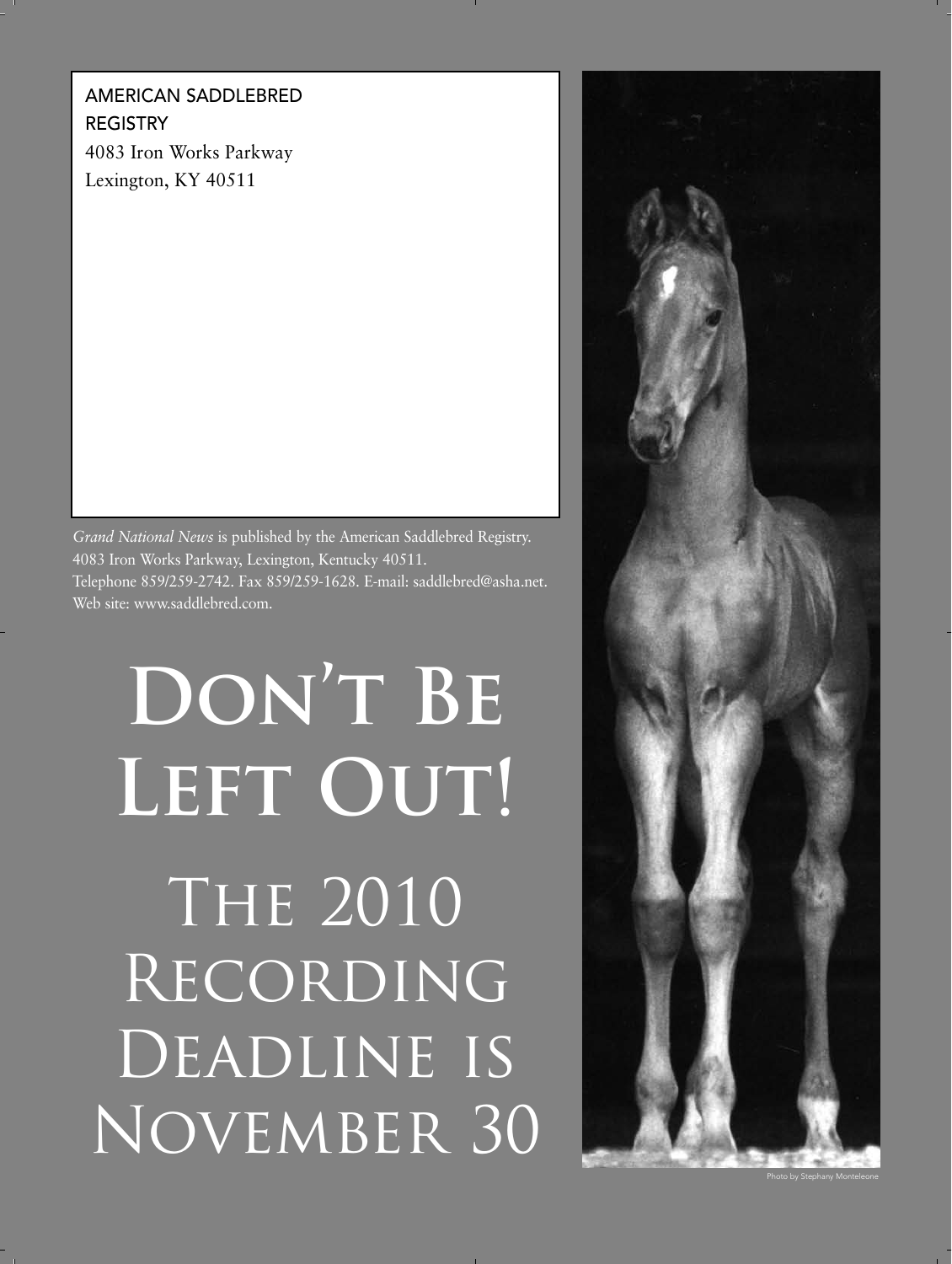AMERICAN SADDLEBRED REGISTRY
4083 Iron Works Parkway
Lexington, KY 40511

*Grand National News* is published by the American Saddlebred Registry. 4083 Iron Works Parkway, Lexington, Kentucky 40511. Telephone 859/259-2742. Fax 859/259-1628. E-mail: saddlebred@asha.net. Web site: www.saddlebred.com.

# Don't Be Left Out!

## The 2010 Recording Deadline is November 30

Photo by Stephany Monteleone